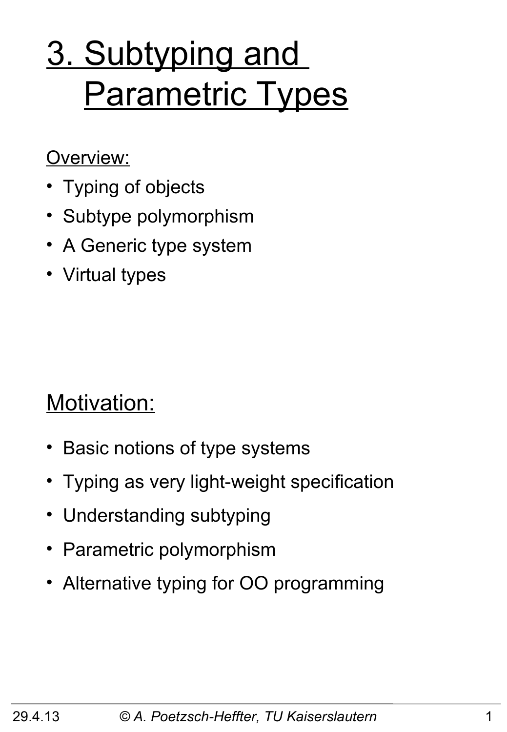# 3. Subtyping and Parametric Types

Overview:

- Typing of objects
- Subtype polymorphism
- A Generic type system
- Virtual types

## Motivation:

- Basic notions of type systems
- Typing as very light-weight specification
- Understanding subtyping
- Parametric polymorphism
- Alternative typing for OO programming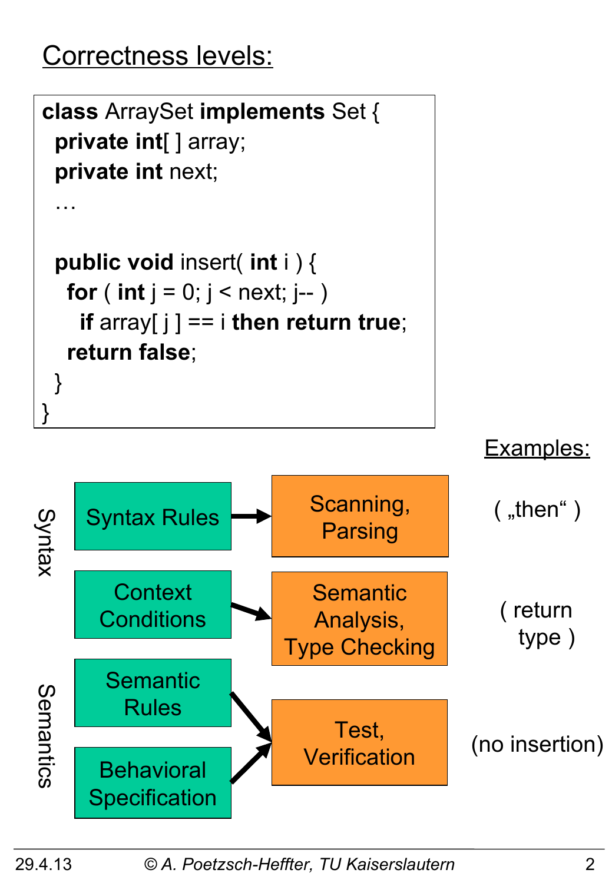## Correctness levels:

```
class ArraySet implements Set {
  private int[ ] array;
  private int next;
  …

  public void insert( int i ) {
    for ( int j = 0; j < next; j-- )
      if array[ j ] == i then return true;
    return false;
  }
}
```

**Examples:**

| | | | Examples: |
|---|---|---|---|
| Syntax | Syntax Rules | → Scanning, Parsing | ( „then“ ) |
| Syntax | Context Conditions | → Semantic Analysis, Type Checking | ( return type ) |
| Semantics | Semantic Rules | → Test, Verification | (no insertion) |
| Semantics | Behavioral Specification | → Test, Verification | |

29.4.13 © A. Poetzsch-Heffter, TU Kaiserslautern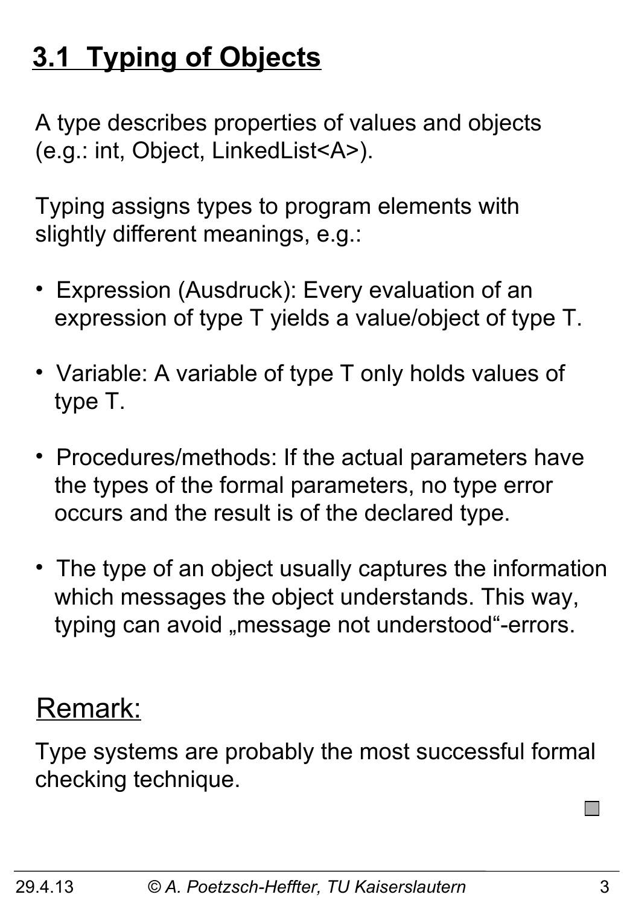# 3.1 Typing of Objects

A type describes properties of values and objects (e.g.: int, Object, LinkedList<A>).

Typing assigns types to program elements with slightly different meanings, e.g.:

- Expression (Ausdruck): Every evaluation of an expression of type T yields a value/object of type T.
- Variable: A variable of type T only holds values of type T.
- Procedures/methods: If the actual parameters have the types of the formal parameters, no type error occurs and the result is of the declared type.
- The type of an object usually captures the information which messages the object understands. This way, typing can avoid „message not understood"-errors.

## Remark:

Type systems are probably the most successful formal checking technique.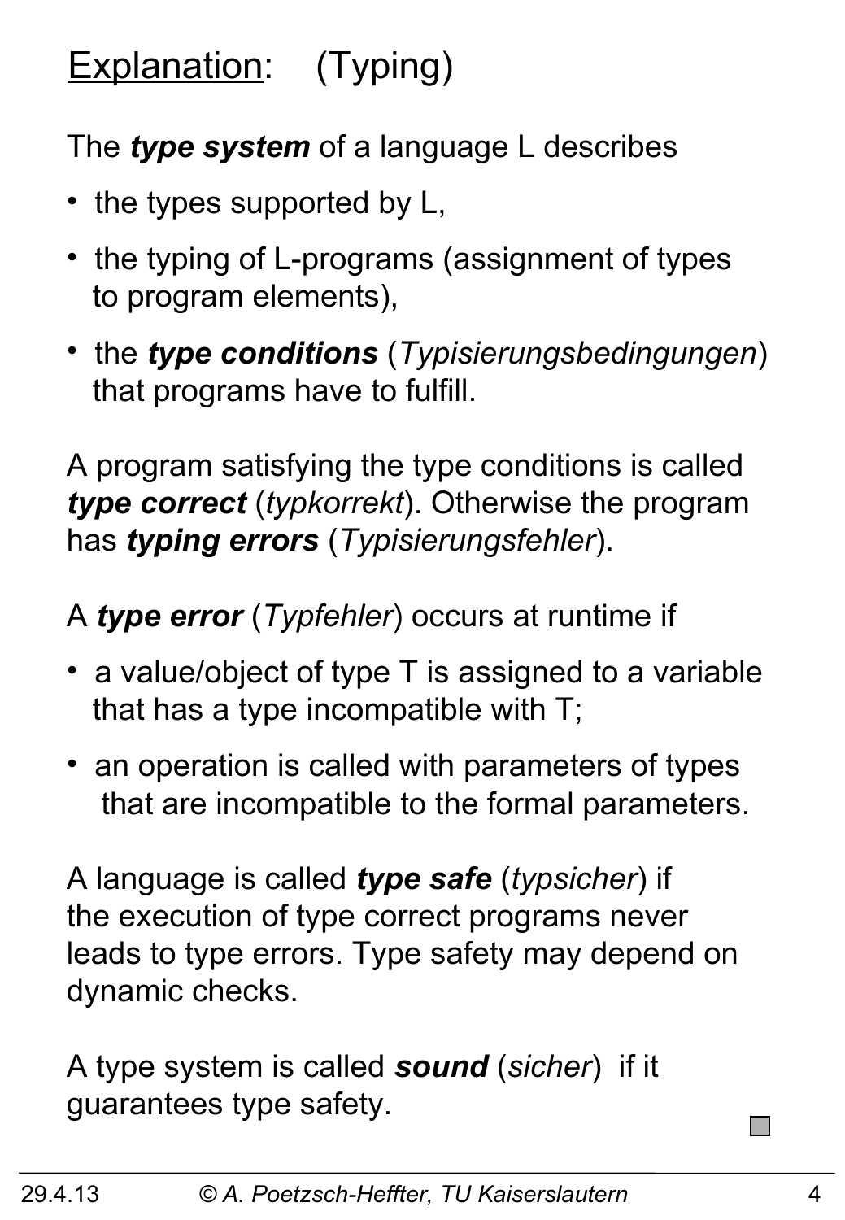## <u>Explanation</u>: (Typing)

The ***type system*** of a language L describes

- the types supported by L,
- the typing of L-programs (assignment of types to program elements),
- the ***type conditions*** (*Typisierungsbedingungen*) that programs have to fulfill.

A program satisfying the type conditions is called ***type correct*** (*typkorrekt*). Otherwise the program has ***typing errors*** (*Typisierungsfehler*).

A ***type error*** (*Typfehler*) occurs at runtime if

- a value/object of type T is assigned to a variable that has a type incompatible with T;
- an operation is called with parameters of types that are incompatible to the formal parameters.

A language is called ***type safe*** (*typsicher*) if the execution of type correct programs never leads to type errors. Type safety may depend on dynamic checks.

A type system is called ***sound*** (*sicher*) if it guarantees type safety.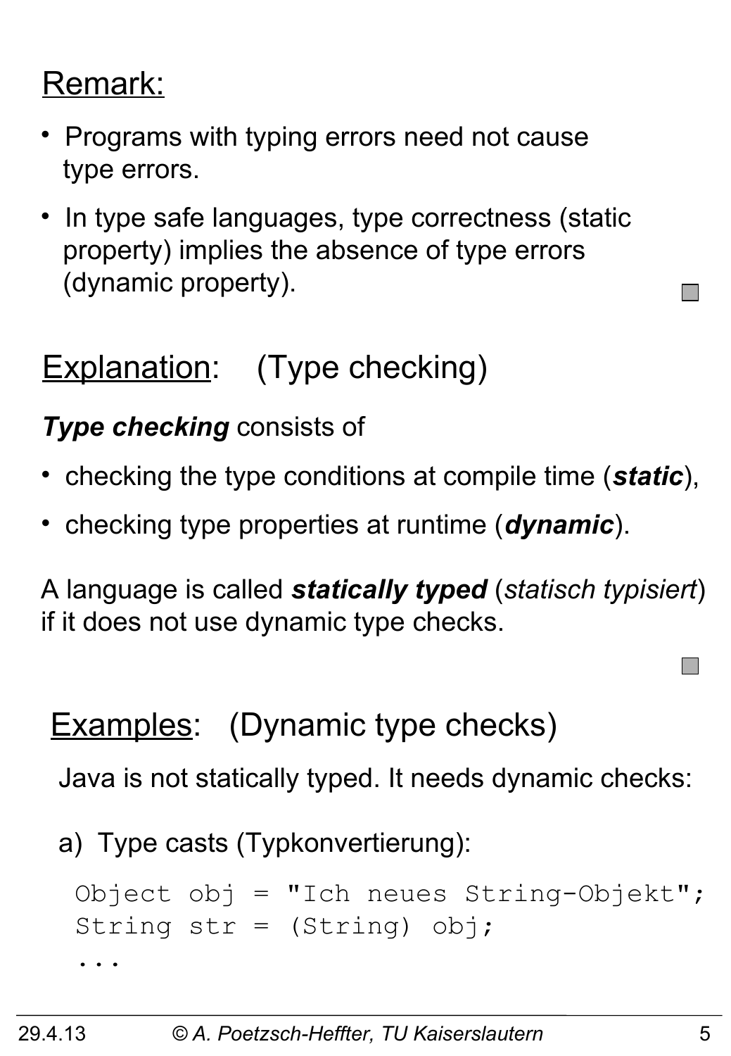Remark:

- Programs with typing errors need not cause type errors.
- In type safe languages, type correctness (static property) implies the absence of type errors (dynamic property).

Explanation: (Type checking)

***Type checking*** consists of

- checking the type conditions at compile time (***static***),
- checking type properties at runtime (***dynamic***).

A language is called ***statically typed*** (*statisch typisiert*) if it does not use dynamic type checks.

Examples: (Dynamic type checks)

Java is not statically typed. It needs dynamic checks:

a) Type casts (Typkonvertierung):

```
Object obj = "Ich neues String-Objekt";
String str = (String) obj;
...
```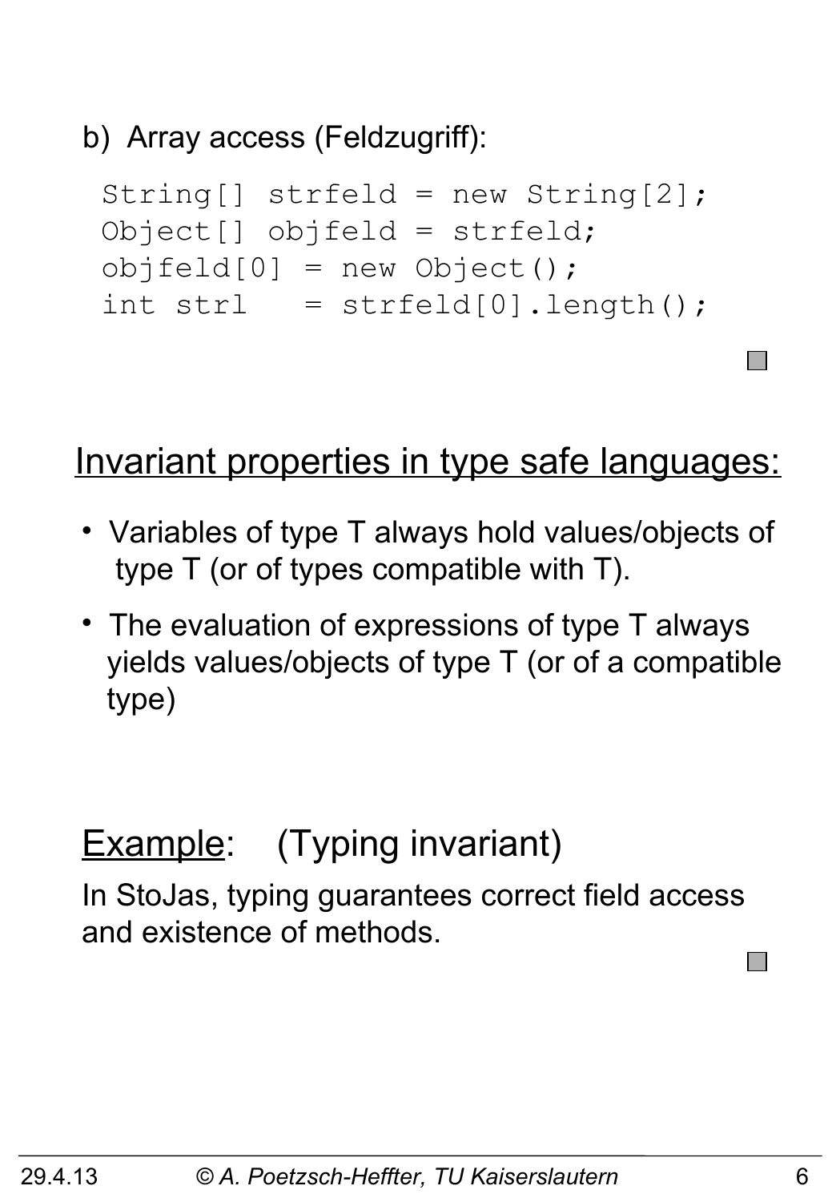b) Array access (Feldzugriff):

```
String[] strfeld = new String[2];
Object[] objfeld = strfeld;
objfeld[0] = new Object();
int strl   = strfeld[0].length();
```

## Invariant properties in type safe languages:

- Variables of type T always hold values/objects of type T (or of types compatible with T).
- The evaluation of expressions of type T always yields values/objects of type T (or of a compatible type)

## Example: (Typing invariant)

In StoJas, typing guarantees correct field access and existence of methods.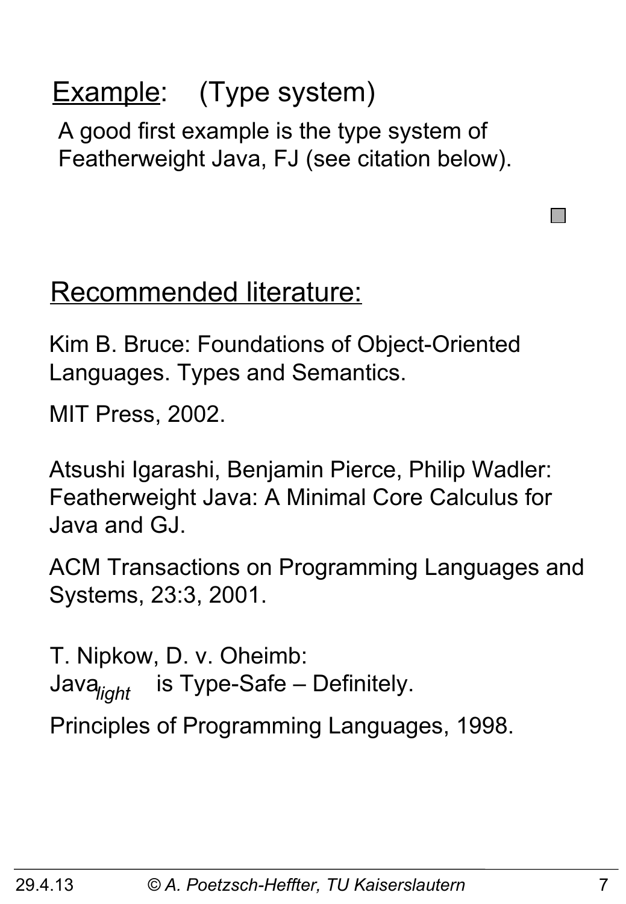## Example: (Type system)

A good first example is the type system of Featherweight Java, FJ (see citation below).

## Recommended literature:

Kim B. Bruce: Foundations of Object-Oriented Languages. Types and Semantics.

MIT Press, 2002.

Atsushi Igarashi, Benjamin Pierce, Philip Wadler: Featherweight Java: A Minimal Core Calculus for Java and GJ.

ACM Transactions on Programming Languages and Systems, 23:3, 2001.

T. Nipkow, D. v. Oheimb:
Java$_{light}$ is Type-Safe – Definitely.

Principles of Programming Languages, 1998.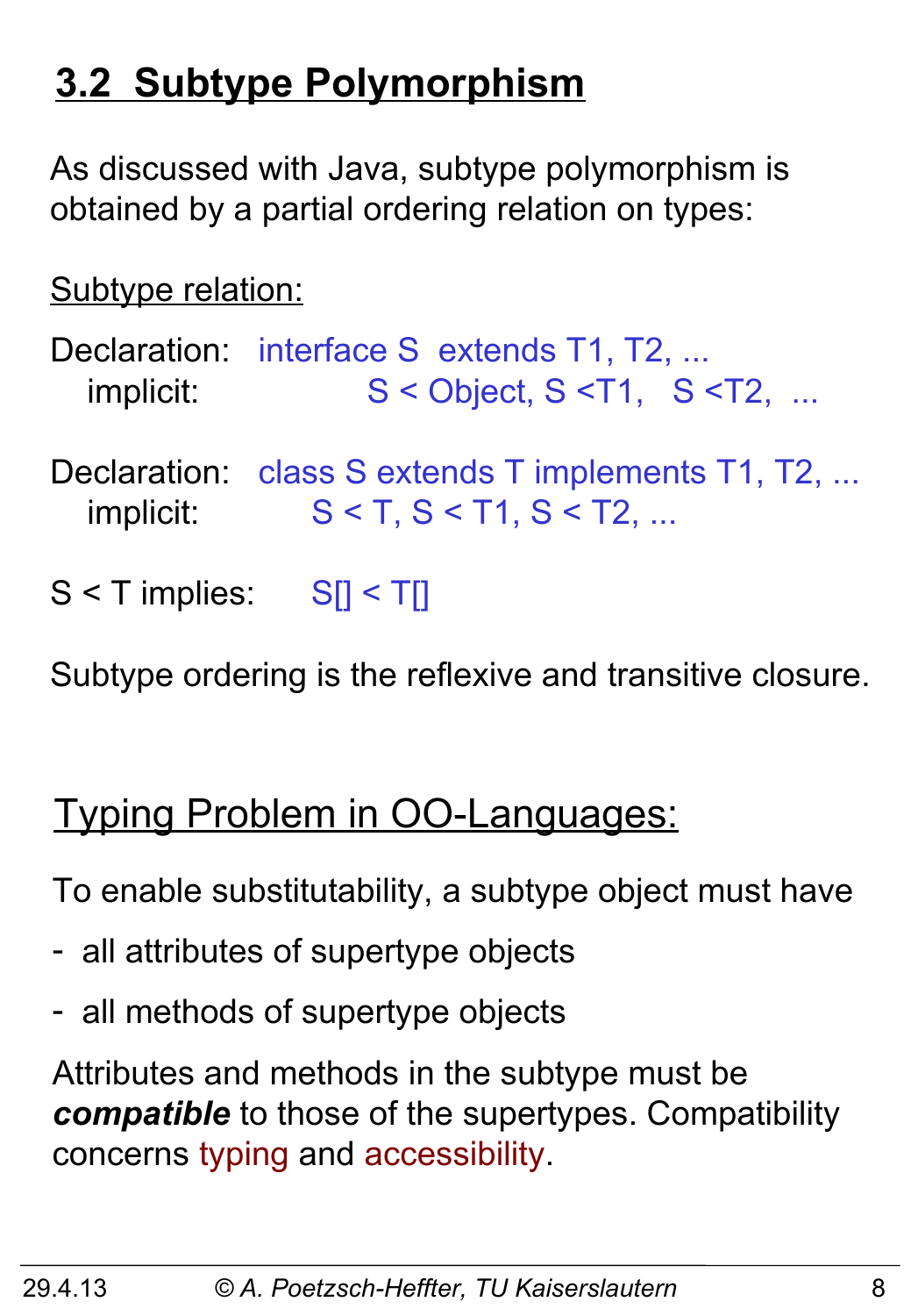## 3.2 Subtype Polymorphism

As discussed with Java, subtype polymorphism is obtained by a partial ordering relation on types:

Subtype relation:

Declaration: interface S extends T1, T2, ...
implicit: S < Object, S <T1, S <T2, ...

Declaration: class S extends T implements T1, T2, ...
implicit: S < T, S < T1, S < T2, ...

S < T implies: S[] < T[]

Subtype ordering is the reflexive and transitive closure.

### Typing Problem in OO-Languages:

To enable substitutability, a subtype object must have

- all attributes of supertype objects
- all methods of supertype objects

Attributes and methods in the subtype must be ***compatible*** to those of the supertypes. Compatibility concerns typing and accessibility.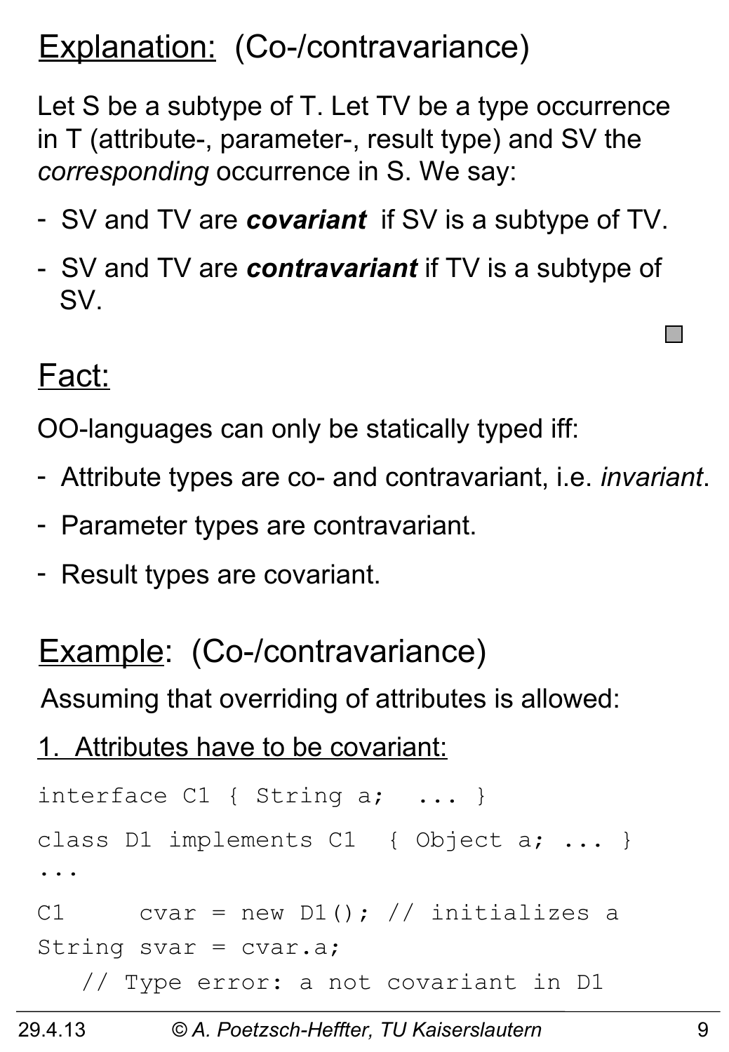## Explanation: (Co-/contravariance)

Let S be a subtype of T. Let TV be a type occurrence in T (attribute-, parameter-, result type) and SV the *corresponding* occurrence in S. We say:

- SV and TV are ***covariant*** if SV is a subtype of TV.
- SV and TV are ***contravariant*** if TV is a subtype of SV.

## Fact:

OO-languages can only be statically typed iff:

- Attribute types are co- and contravariant, i.e. *invariant*.
- Parameter types are contravariant.
- Result types are covariant.

## Example: (Co-/contravariance)

Assuming that overriding of attributes is allowed:

1. Attributes have to be covariant:

```
interface C1 { String a;  ... }
class D1 implements C1  { Object a; ... }
...
C1     cvar = new D1(); // initializes a
String svar = cvar.a;
   // Type error: a not covariant in D1
```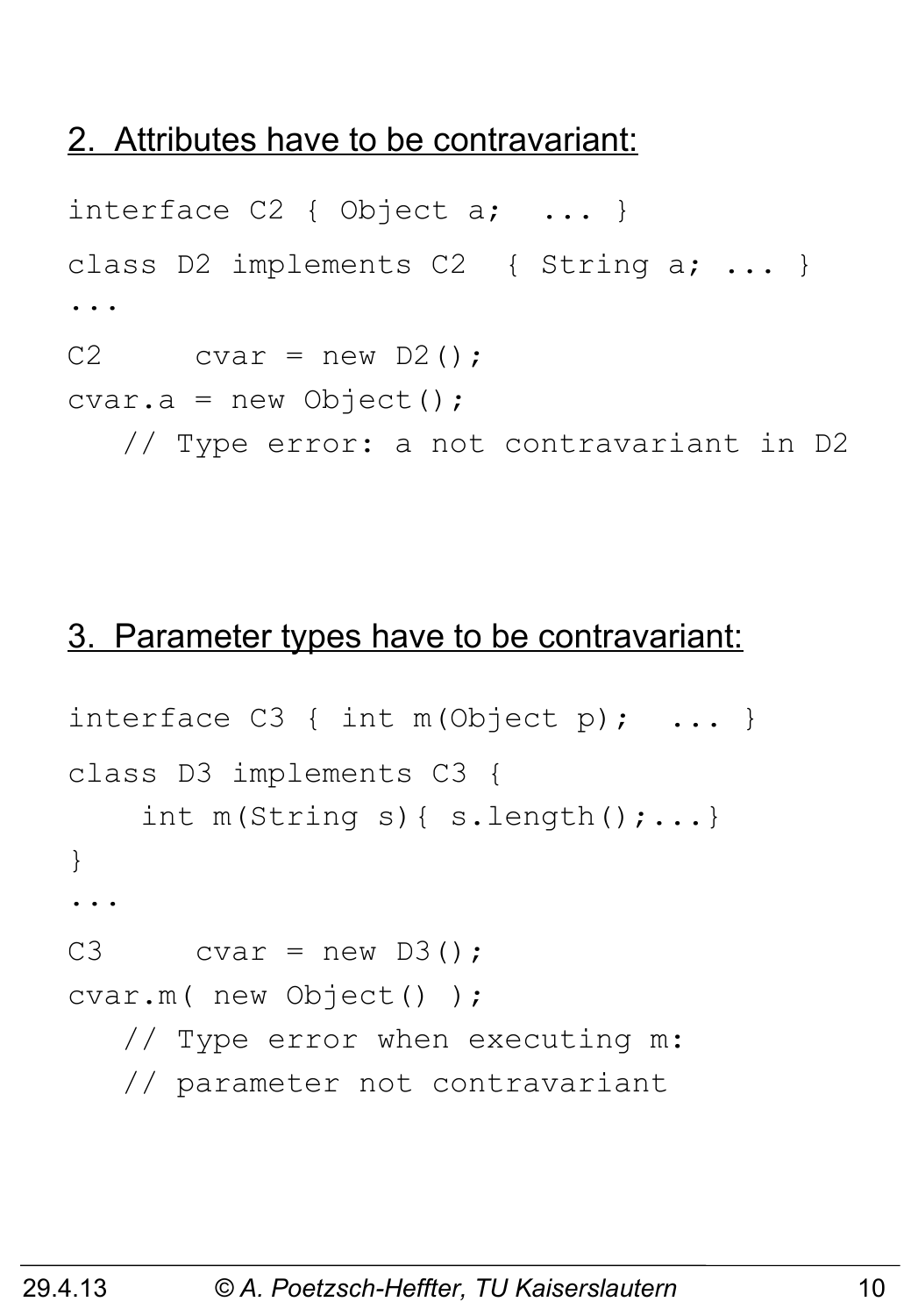## 2. Attributes have to be contravariant:

```
interface C2 { Object a;  ... }
class D2 implements C2  { String a; ... }
...
C2     cvar = new D2();
cvar.a = new Object();
   // Type error: a not contravariant in D2
```

## 3. Parameter types have to be contravariant:

```
interface C3 { int m(Object p);  ... }
class D3 implements C3 {
    int m(String s){ s.length();...}
}
...
C3     cvar = new D3();
cvar.m( new Object() );
   // Type error when executing m:
   // parameter not contravariant
```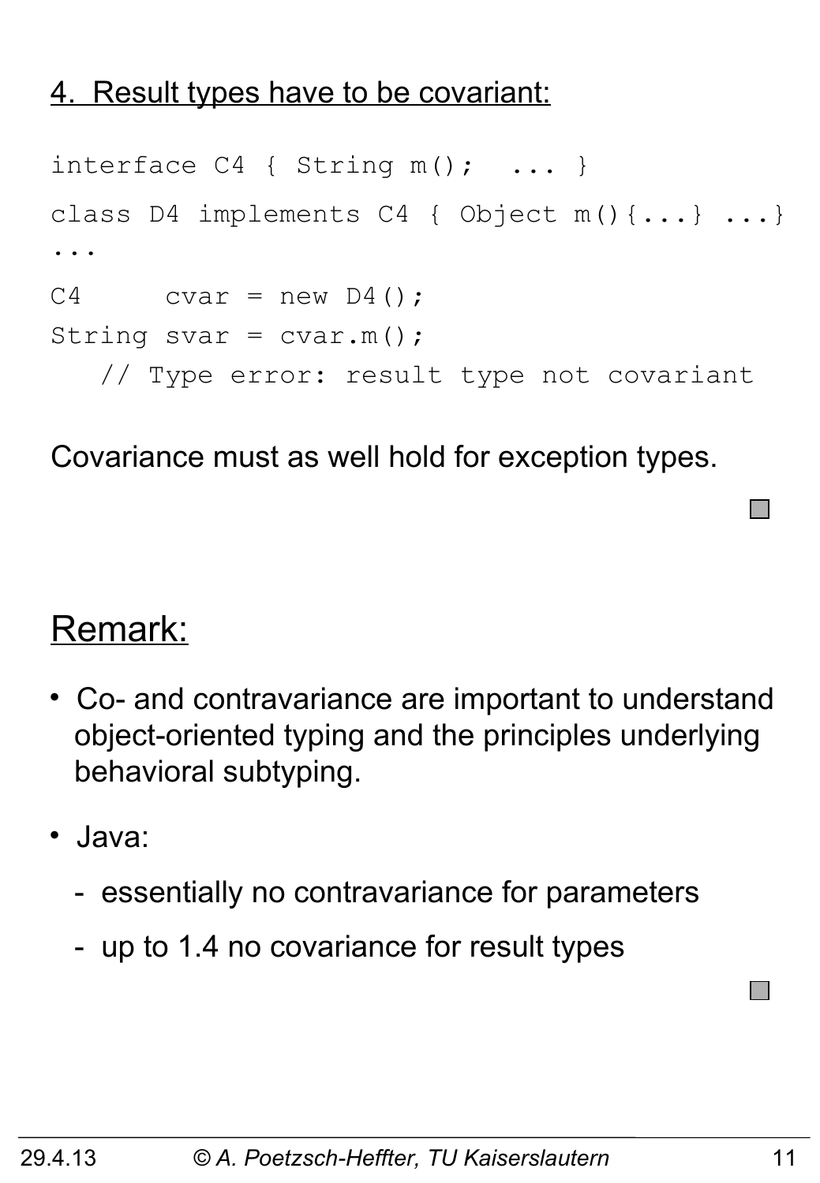4. Result types have to be covariant:

```
interface C4 { String m();  ... }
class D4 implements C4 { Object m(){...} ...}
...
C4     cvar = new D4();
String svar = cvar.m();
   // Type error: result type not covariant
```

Covariance must as well hold for exception types.

## Remark:

- Co- and contravariance are important to understand object-oriented typing and the principles underlying behavioral subtyping.
- Java:
  - essentially no contravariance for parameters
  - up to 1.4 no covariance for result types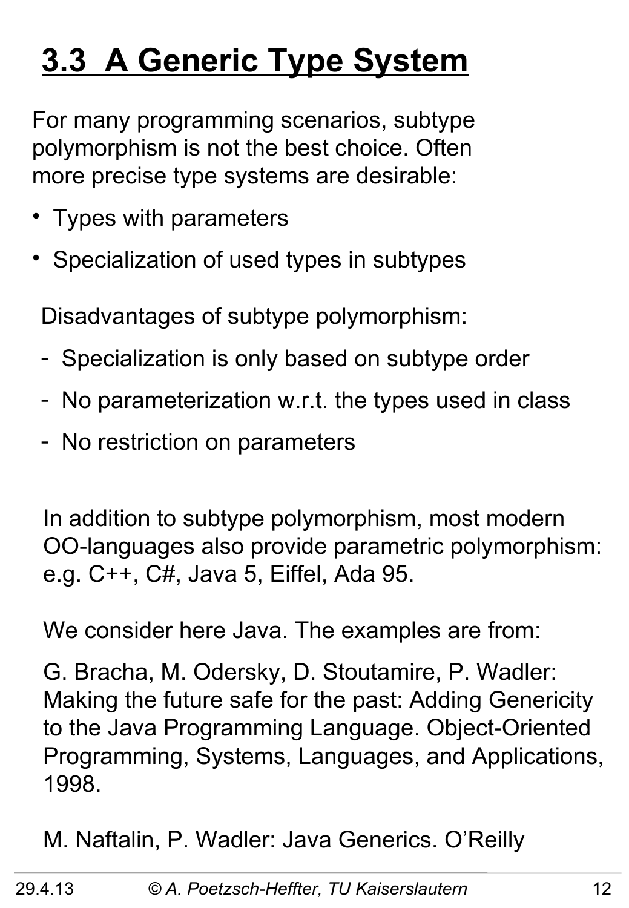# 3.3 A Generic Type System

For many programming scenarios, subtype polymorphism is not the best choice. Often more precise type systems are desirable:

- Types with parameters
- Specialization of used types in subtypes

Disadvantages of subtype polymorphism:

- Specialization is only based on subtype order
- No parameterization w.r.t. the types used in class
- No restriction on parameters

In addition to subtype polymorphism, most modern OO-languages also provide parametric polymorphism: e.g. C++, C#, Java 5, Eiffel, Ada 95.

We consider here Java. The examples are from:

G. Bracha, M. Odersky, D. Stoutamire, P. Wadler: Making the future safe for the past: Adding Genericity to the Java Programming Language. Object-Oriented Programming, Systems, Languages, and Applications, 1998.

M. Naftalin, P. Wadler: Java Generics. O'Reilly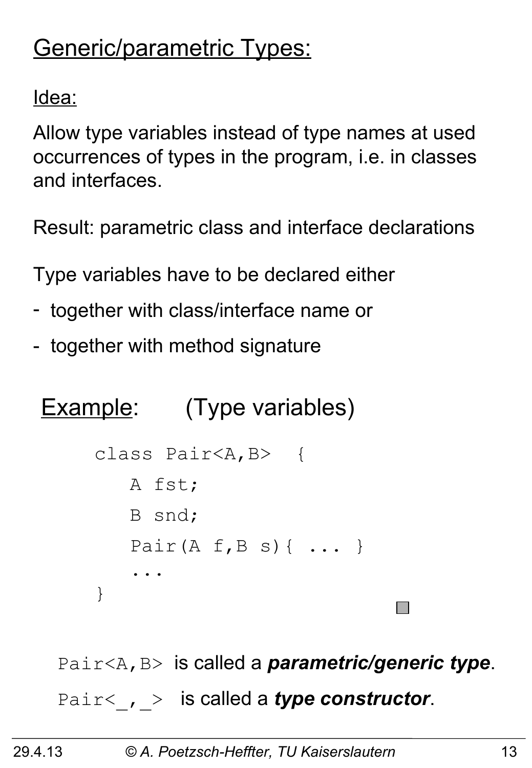# Generic/parametric Types:

Idea:

Allow type variables instead of type names at used occurrences of types in the program, i.e. in classes and interfaces.

Result: parametric class and interface declarations

Type variables have to be declared either

- together with class/interface name or
- together with method signature

## Example: (Type variables)

```
class Pair<A,B>  {
   A fst;
   B snd;
   Pair(A f,B s){ ... }
   ...
}
```

`Pair<A,B>` is called a ***parametric/generic type***.

`Pair<_,_>` is called a ***type constructor***.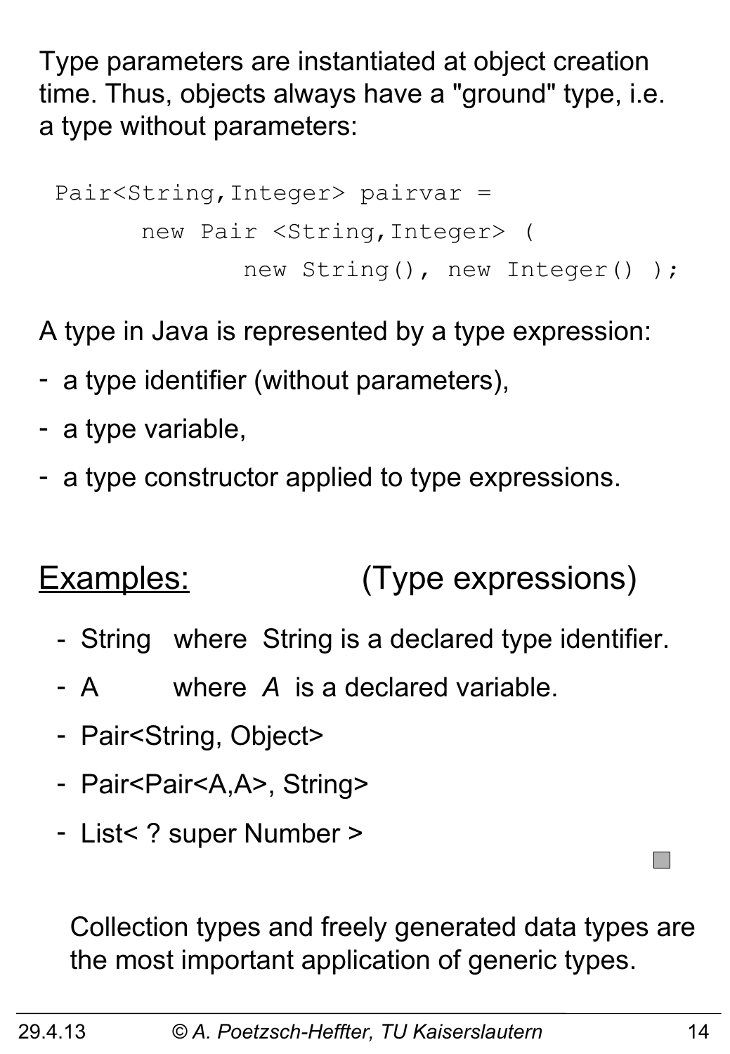Type parameters are instantiated at object creation time. Thus, objects always have a "ground" type, i.e. a type without parameters:

```
Pair<String,Integer> pairvar =
      new Pair <String,Integer> (
            new String(), new Integer() );
```

A type in Java is represented by a type expression:

- a type identifier (without parameters),
- a type variable,
- a type constructor applied to type expressions.

<u>Examples:</u> (Type expressions)

- String where String is a declared type identifier.
- A where *A* is a declared variable.
- Pair<String, Object>
- Pair<Pair<A,A>, String>
- List< ? super Number >

Collection types and freely generated data types are the most important application of generic types.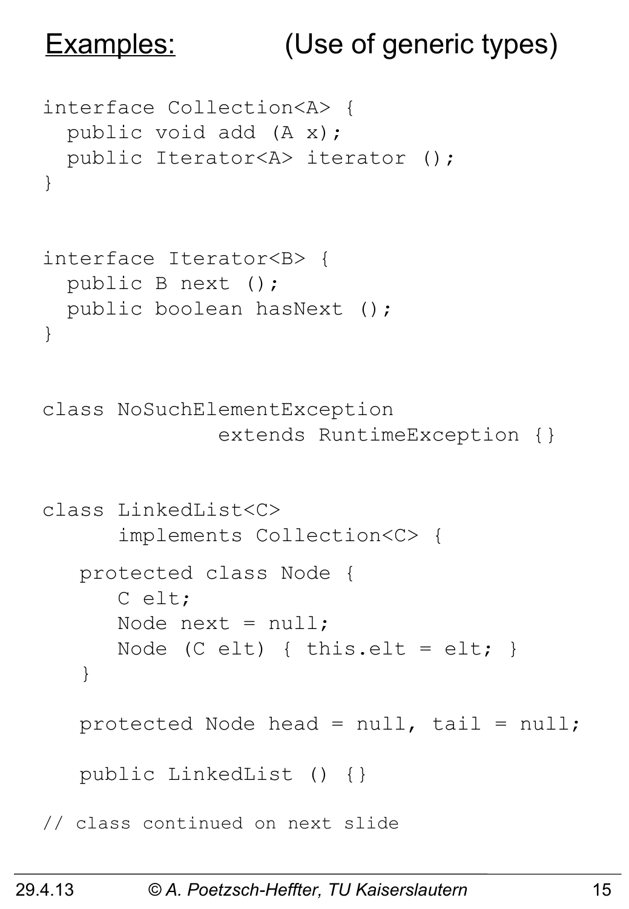## Examples: (Use of generic types)

```
interface Collection<A> {
  public void add (A x);
  public Iterator<A> iterator ();
}


interface Iterator<B> {
  public B next ();
  public boolean hasNext ();
}


class NoSuchElementException
            extends RuntimeException {}


class LinkedList<C>
      implements Collection<C> {

   protected class Node {
      C elt;
      Node next = null;
      Node (C elt) { this.elt = elt; }
   }

   protected Node head = null, tail = null;

   public LinkedList () {}

// class continued on next slide
```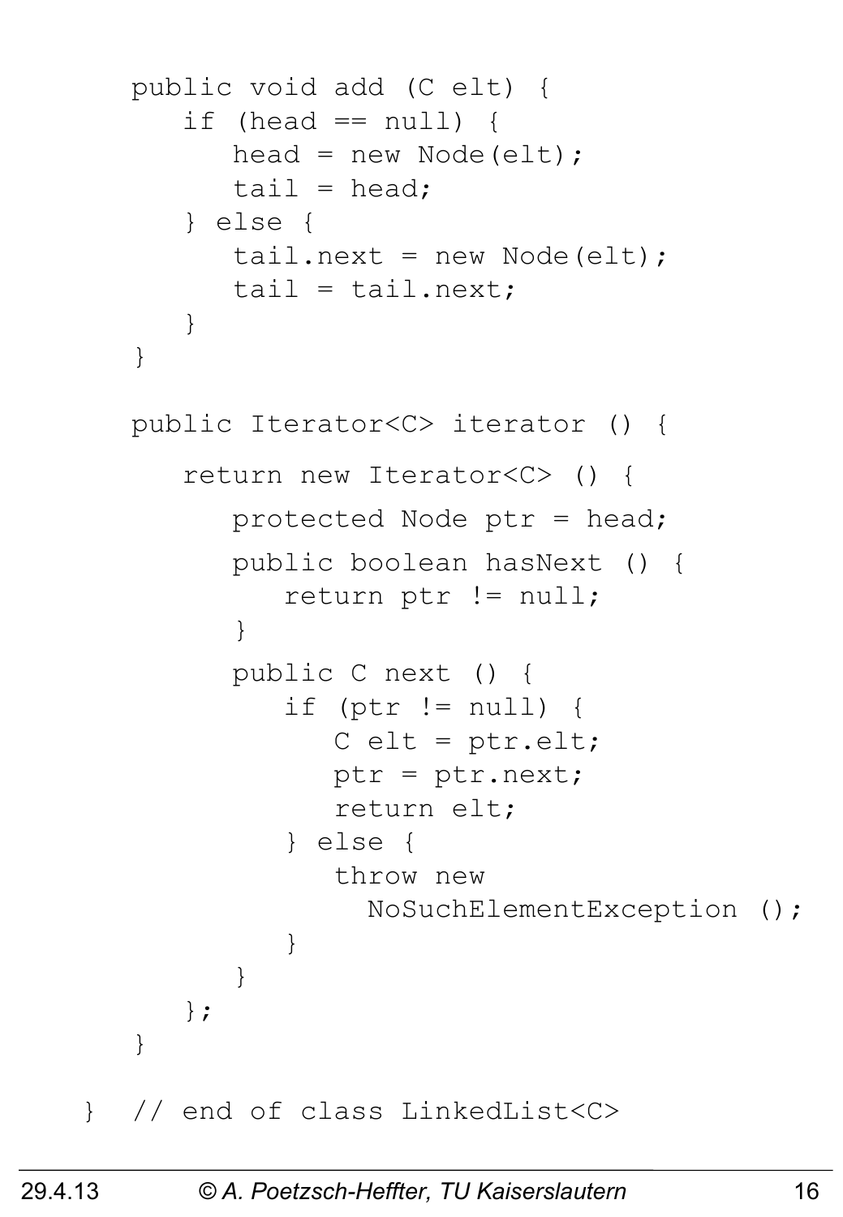```java
   public void add (C elt) {
      if (head == null) {
         head = new Node(elt);
         tail = head;
      } else {
         tail.next = new Node(elt);
         tail = tail.next;
      }
   }

   public Iterator<C> iterator () {

      return new Iterator<C> () {

         protected Node ptr = head;

         public boolean hasNext () {
            return ptr != null;
         }

         public C next () {
            if (ptr != null) {
               C elt = ptr.elt;
               ptr = ptr.next;
               return elt;
            } else {
               throw new
                 NoSuchElementException ();
            }
         }
      };
   }

}  // end of class LinkedList<C>
```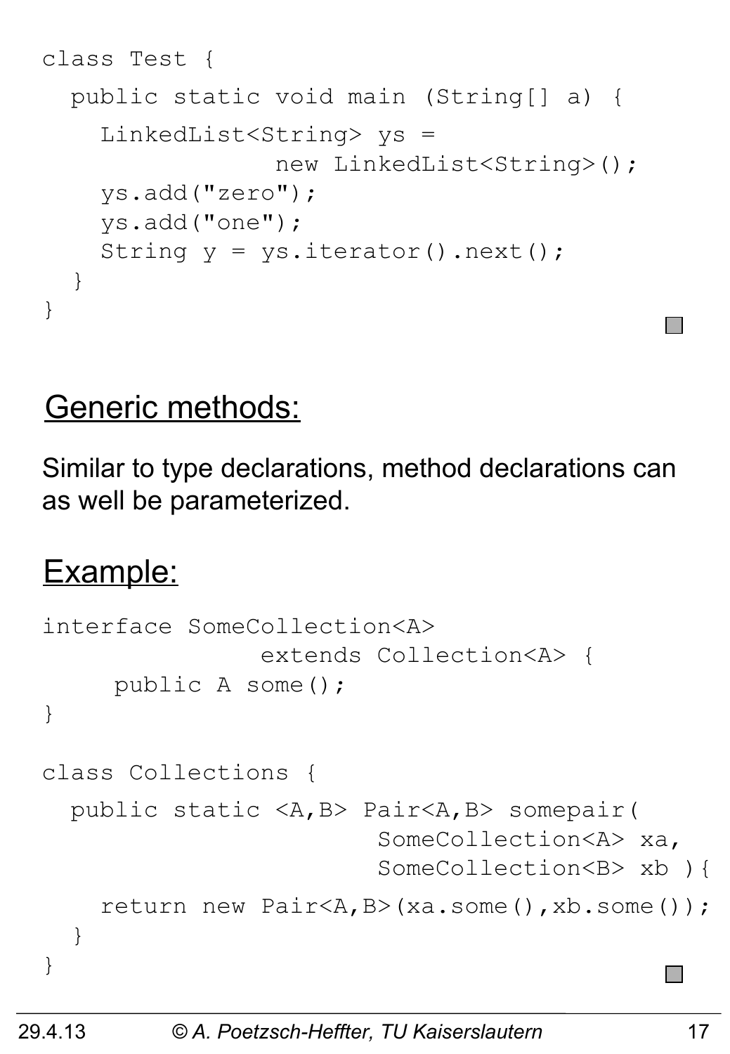```
class Test {
  public static void main (String[] a) {
    LinkedList<String> ys =
                new LinkedList<String>();
    ys.add("zero");
    ys.add("one");
    String y = ys.iterator().next();
  }
}
```

## Generic methods:

Similar to type declarations, method declarations can as well be parameterized.

## Example:

```
interface SomeCollection<A>
               extends Collection<A> {
     public A some();
}

class Collections {
  public static <A,B> Pair<A,B> somepair(
                       SomeCollection<A> xa,
                       SomeCollection<B> xb ){
    return new Pair<A,B>(xa.some(),xb.some());
  }
}
```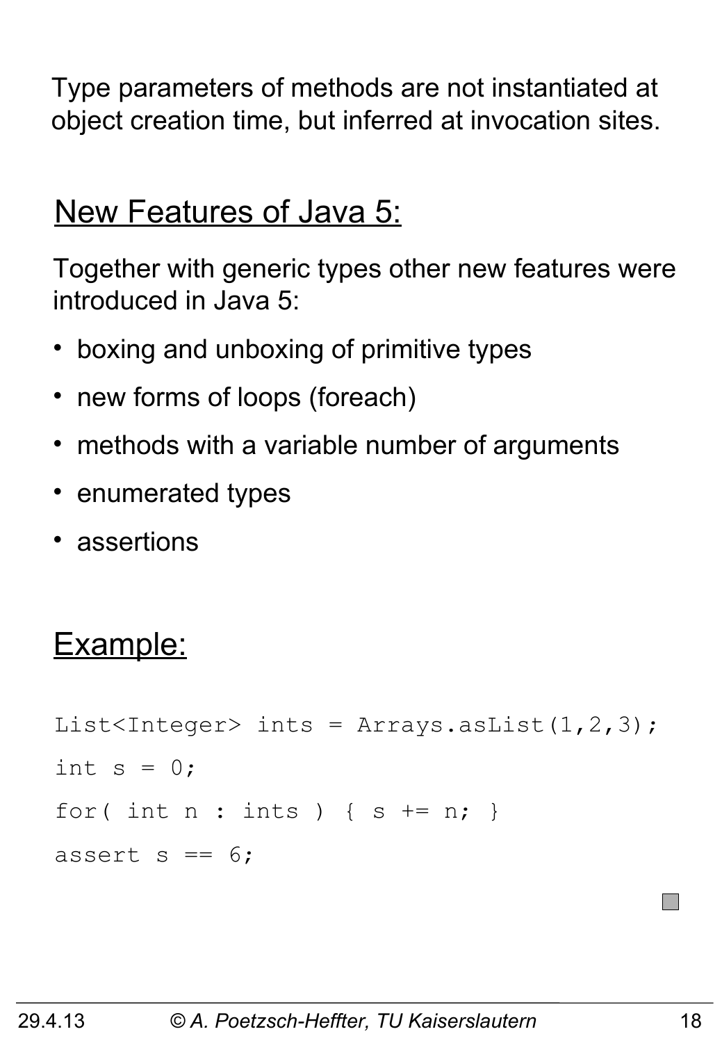Type parameters of methods are not instantiated at object creation time, but inferred at invocation sites.

## New Features of Java 5:

Together with generic types other new features were introduced in Java 5:

- boxing and unboxing of primitive types
- new forms of loops (foreach)
- methods with a variable number of arguments
- enumerated types
- assertions

## Example:

```
List<Integer> ints = Arrays.asList(1,2,3);
int s = 0;
for( int n : ints ) { s += n; }
assert s == 6;
```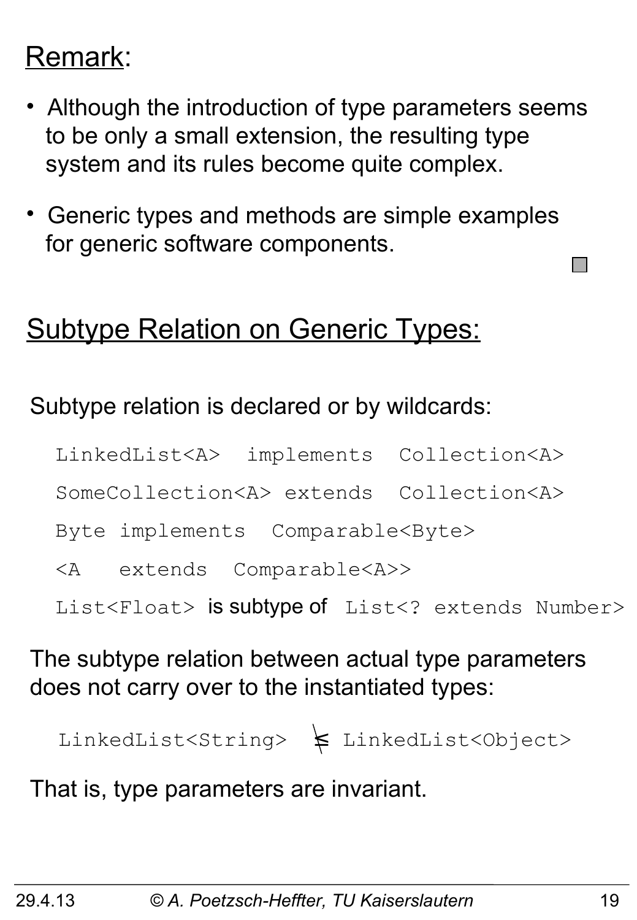## Remark:

- Although the introduction of type parameters seems to be only a small extension, the resulting type system and its rules become quite complex.
- Generic types and methods are simple examples for generic software components.

## Subtype Relation on Generic Types:

Subtype relation is declared or by wildcards:

```
LinkedList<A>  implements  Collection<A>
SomeCollection<A> extends  Collection<A>
Byte implements  Comparable<Byte>
<A   extends  Comparable<A>>
```

`List<Float>` is subtype of `List<? extends Number>`

The subtype relation between actual type parameters does not carry over to the instantiated types:

`LinkedList<String>` $\not\leq$ `LinkedList<Object>`

That is, type parameters are invariant.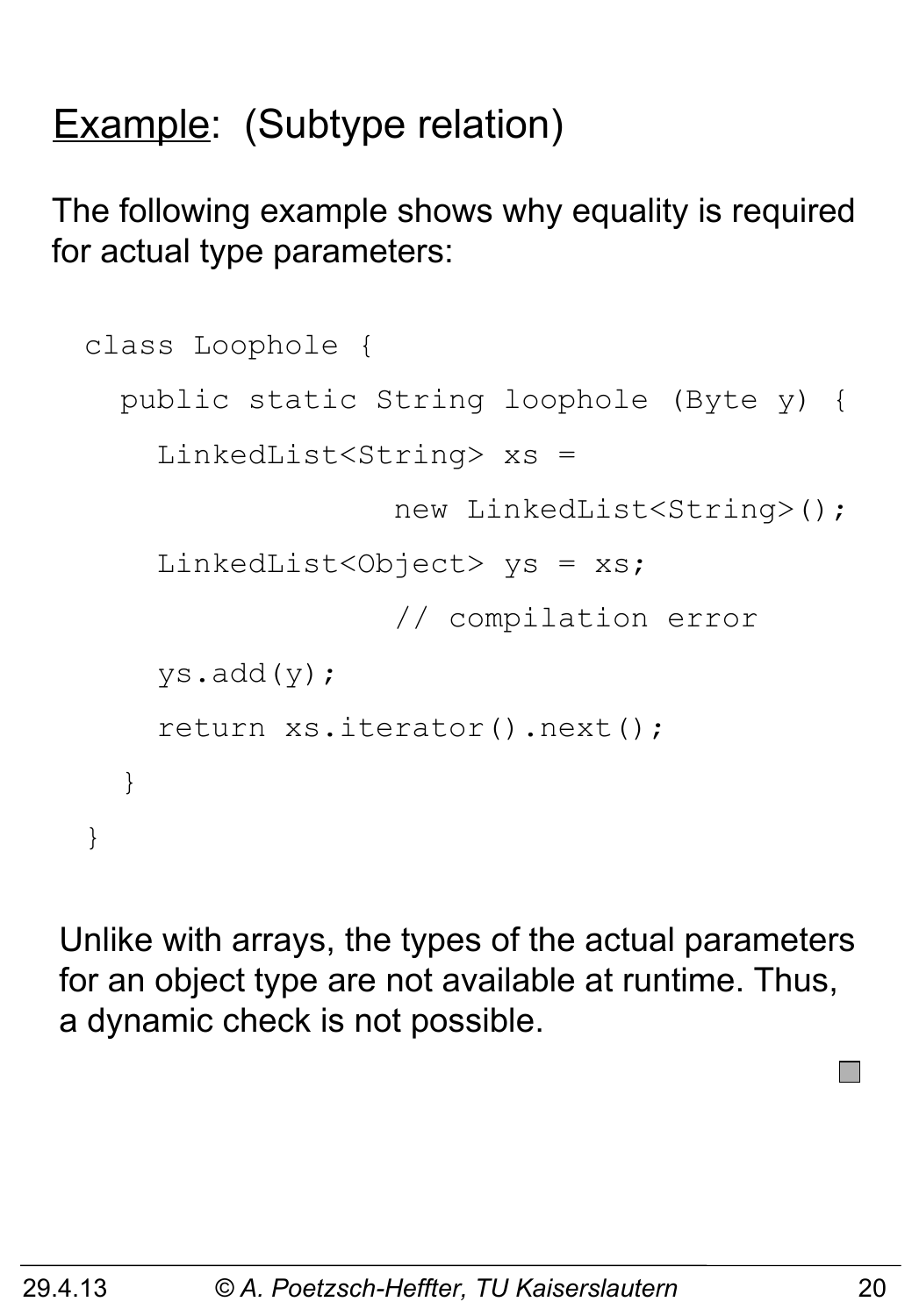## Example: (Subtype relation)

The following example shows why equality is required for actual type parameters:

```
class Loophole {
  public static String loophole (Byte y) {
    LinkedList<String> xs =
                 new LinkedList<String>();
    LinkedList<Object> ys = xs;
                 // compilation error
    ys.add(y);
    return xs.iterator().next();
  }
}
```

Unlike with arrays, the types of the actual parameters for an object type are not available at runtime. Thus, a dynamic check is not possible.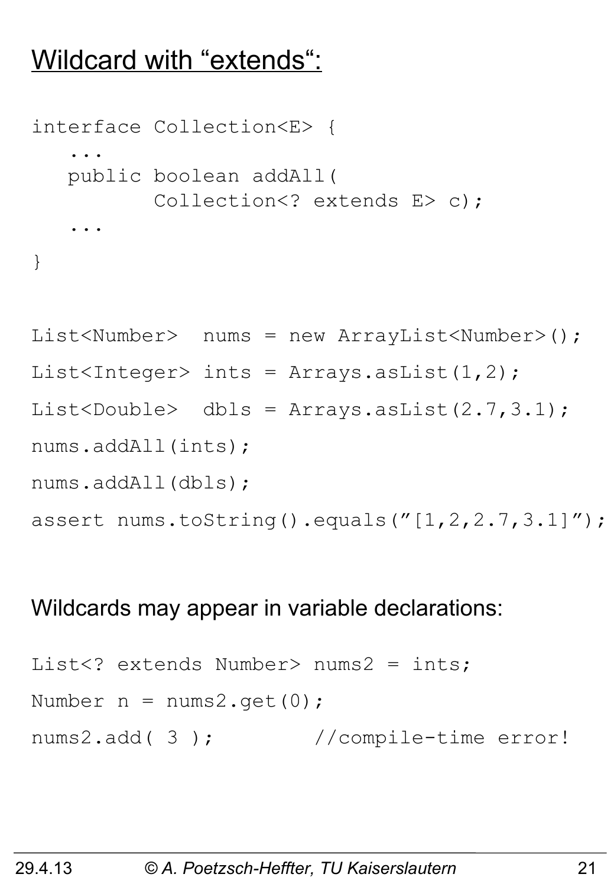## Wildcard with “extends“:

```
interface Collection<E> {
   ...
   public boolean addAll(
          Collection<? extends E> c);
   ...
}
```

```
List<Number>  nums = new ArrayList<Number>();
List<Integer> ints = Arrays.asList(1,2);
List<Double>  dbls = Arrays.asList(2.7,3.1);
nums.addAll(ints);
nums.addAll(dbls);
assert nums.toString().equals(”[1,2,2.7,3.1]”);
```

Wildcards may appear in variable declarations:

```
List<? extends Number> nums2 = ints;
Number n = nums2.get(0);
nums2.add( 3 );        //compile-time error!
```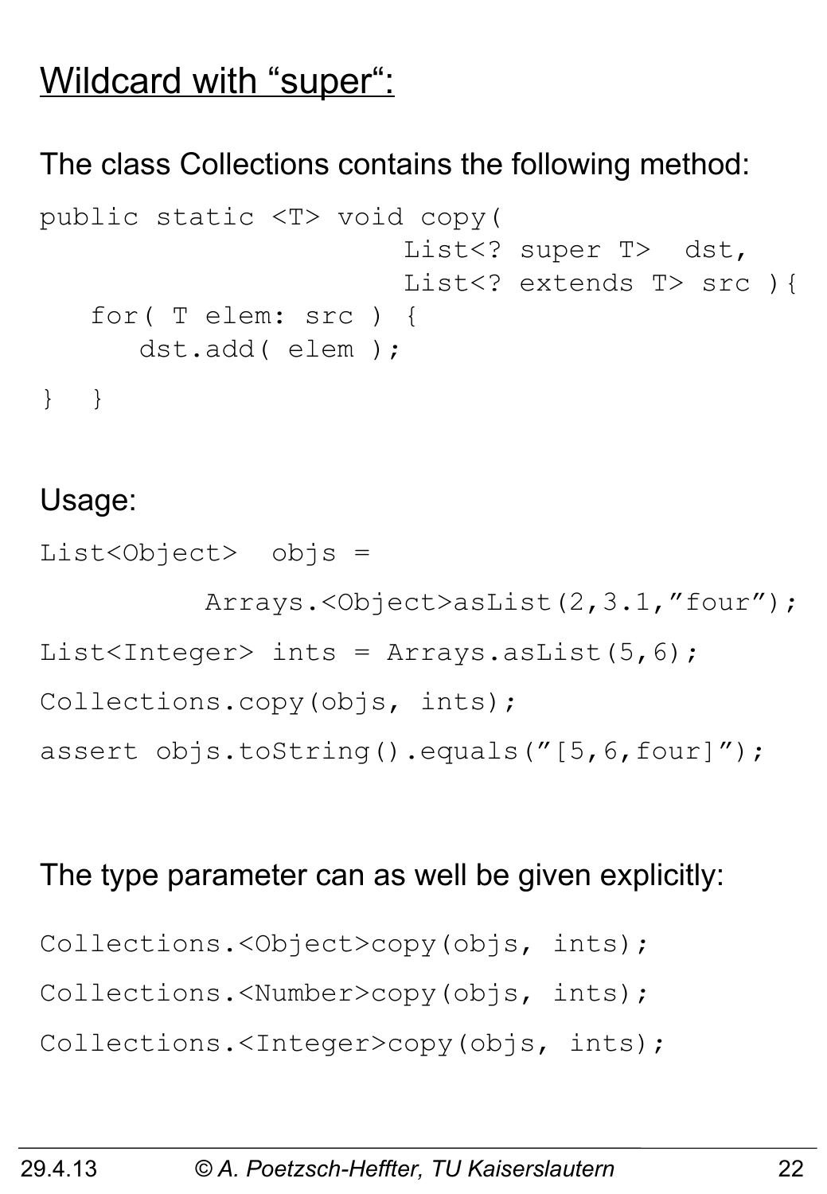# Wildcard with “super“:

The class Collections contains the following method:

```
public static <T> void copy(
                      List<? super T>  dst,
                      List<? extends T> src ){
   for( T elem: src ) {
      dst.add( elem );
}  }
```

Usage:

```
List<Object>  objs =
          Arrays.<Object>asList(2,3.1,"four");
List<Integer> ints = Arrays.asList(5,6);
Collections.copy(objs, ints);
assert objs.toString().equals("[5,6,four]");
```

The type parameter can as well be given explicitly:

```
Collections.<Object>copy(objs, ints);
Collections.<Number>copy(objs, ints);
Collections.<Integer>copy(objs, ints);
```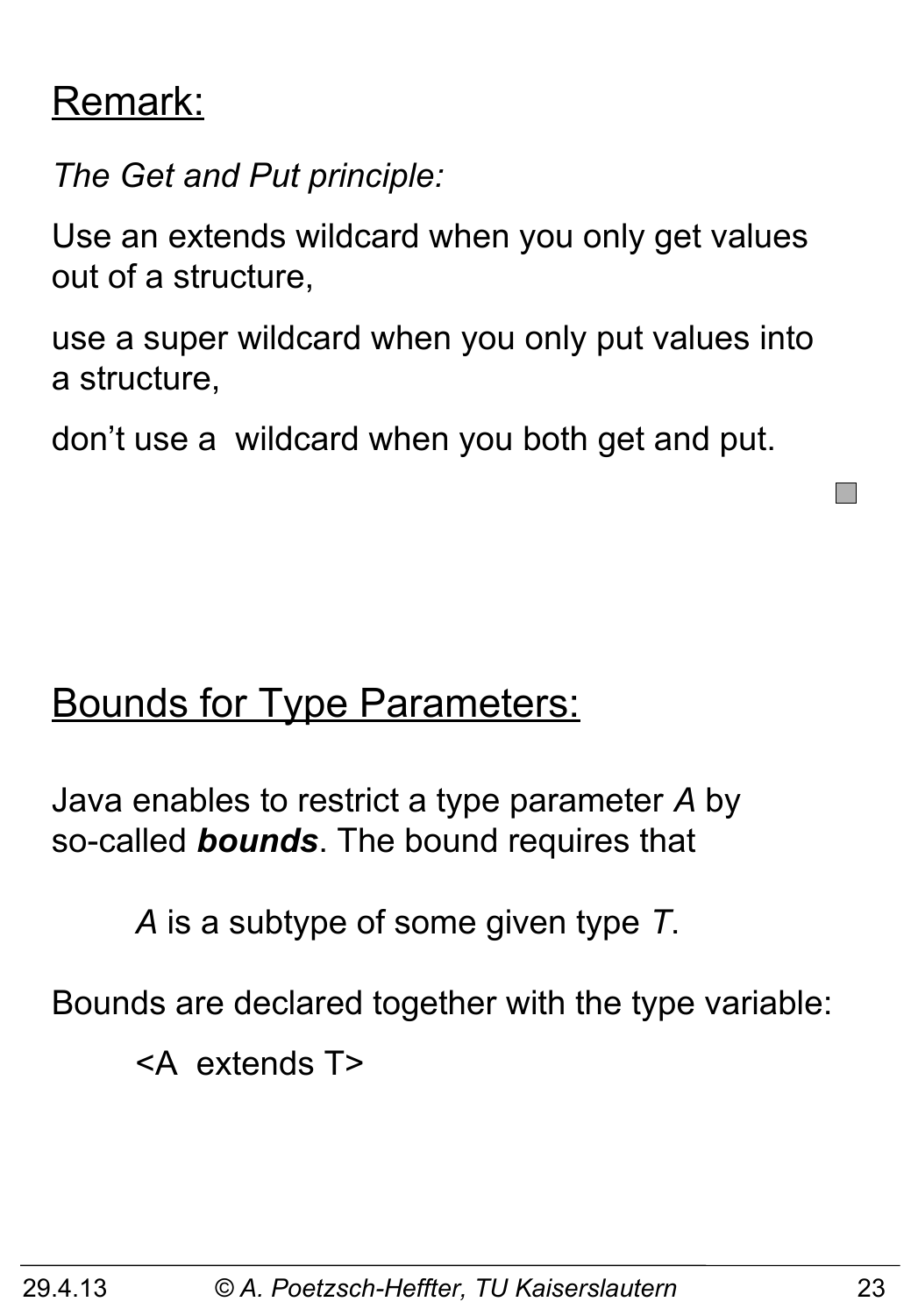## Remark:

*The Get and Put principle:*

Use an extends wildcard when you only get values out of a structure,

use a super wildcard when you only put values into a structure,

don't use a wildcard when you both get and put.

## Bounds for Type Parameters:

Java enables to restrict a type parameter *A* by so-called ***bounds***. The bound requires that

*A* is a subtype of some given type *T*.

Bounds are declared together with the type variable:

```
<A extends T>
```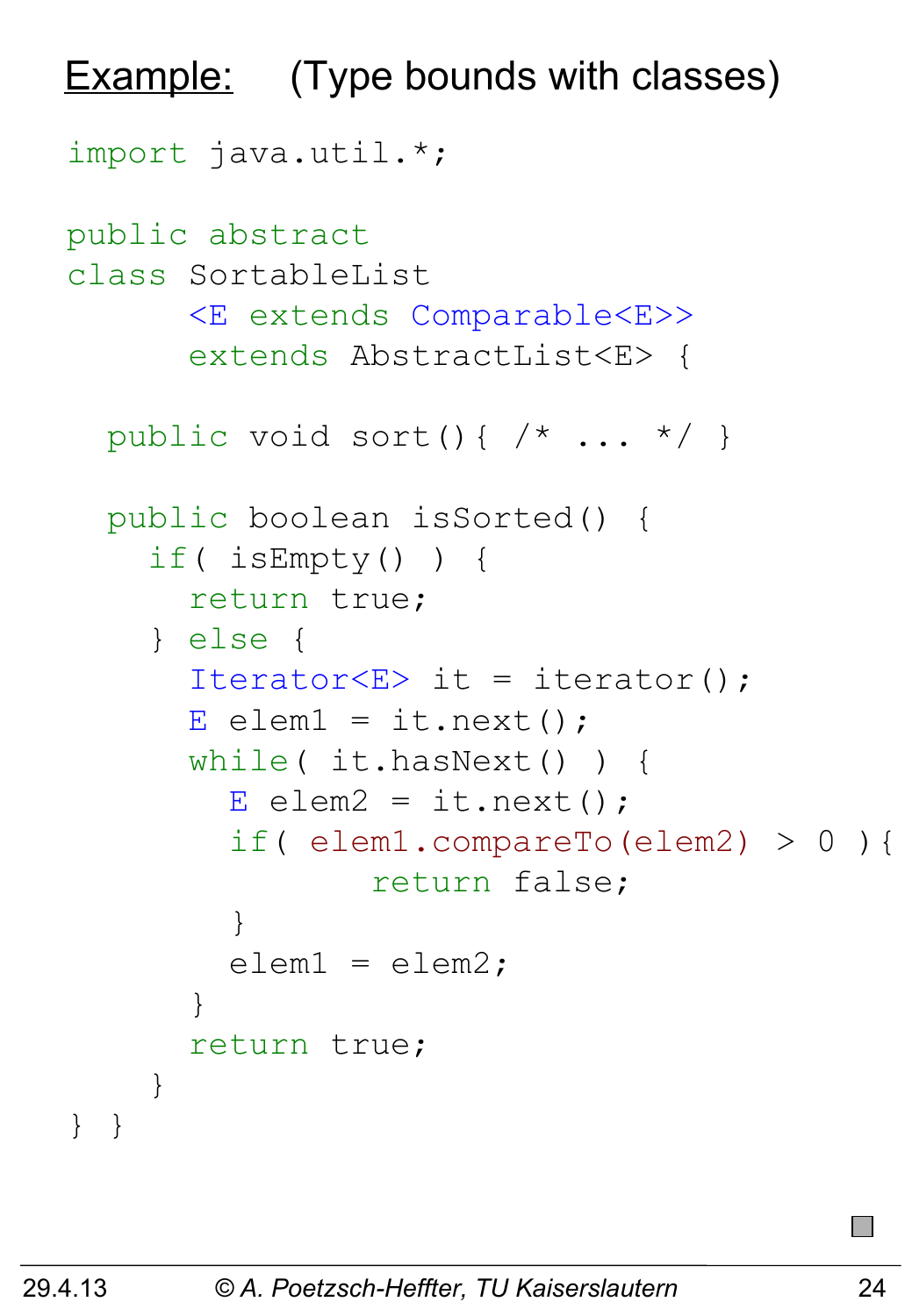## Example: (Type bounds with classes)

```
import java.util.*;

public abstract
class SortableList
      <E extends Comparable<E>>
      extends AbstractList<E> {

  public void sort(){ /* ... */ }

  public boolean isSorted() {
    if( isEmpty() ) {
      return true;
    } else {
      Iterator<E> it = iterator();
      E elem1 = it.next();
      while( it.hasNext() ) {
        E elem2 = it.next();
        if( elem1.compareTo(elem2) > 0 ){
              return false;
        }
        elem1 = elem2;
      }
      return true;
    }
} }
```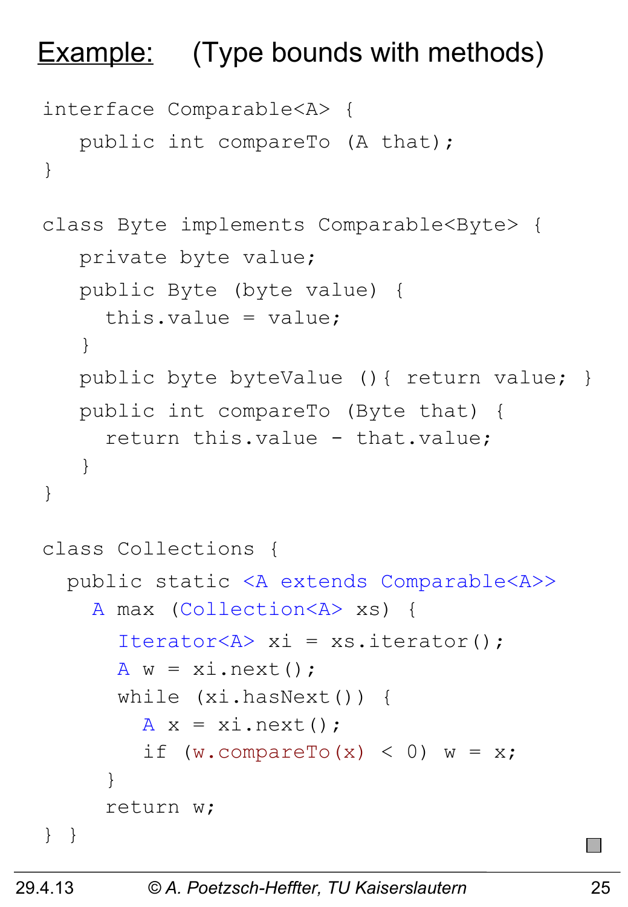# Example: (Type bounds with methods)

```
interface Comparable<A> {
   public int compareTo (A that);
}

class Byte implements Comparable<Byte> {
   private byte value;
   public Byte (byte value) {
     this.value = value;
   }
   public byte byteValue (){ return value; }
   public int compareTo (Byte that) {
     return this.value - that.value;
   }
}

class Collections {
  public static <A extends Comparable<A>>
    A max (Collection<A> xs) {
      Iterator<A> xi = xs.iterator();
      A w = xi.next();
      while (xi.hasNext()) {
        A x = xi.next();
        if (w.compareTo(x) < 0) w = x;
     }
     return w;
} }
```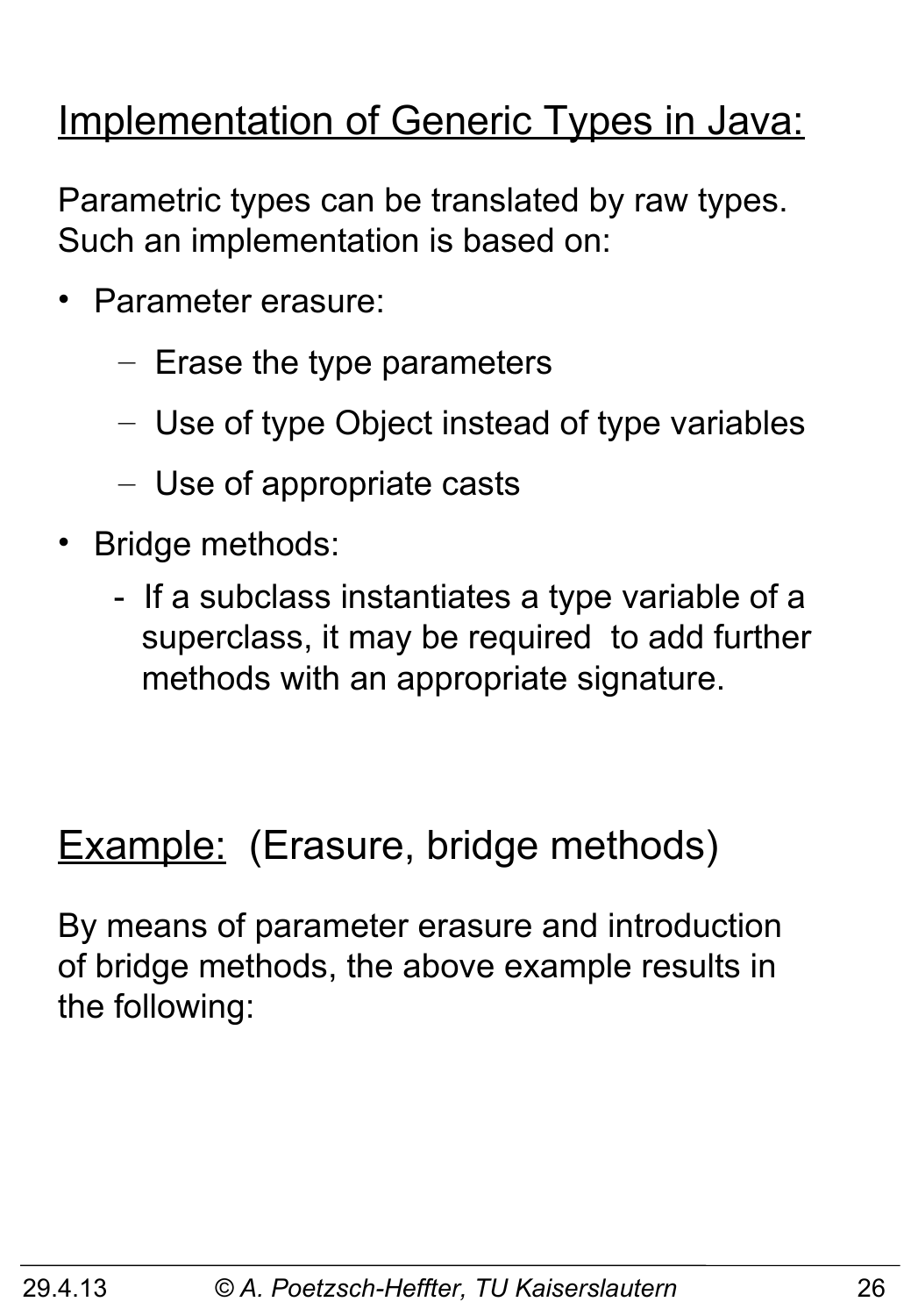## Implementation of Generic Types in Java:

Parametric types can be translated by raw types. Such an implementation is based on:

- Parameter erasure:
  - Erase the type parameters
  - Use of type Object instead of type variables
  - Use of appropriate casts
- Bridge methods:
  - If a subclass instantiates a type variable of a superclass, it may be required to add further methods with an appropriate signature.

## Example: (Erasure, bridge methods)

By means of parameter erasure and introduction of bridge methods, the above example results in the following: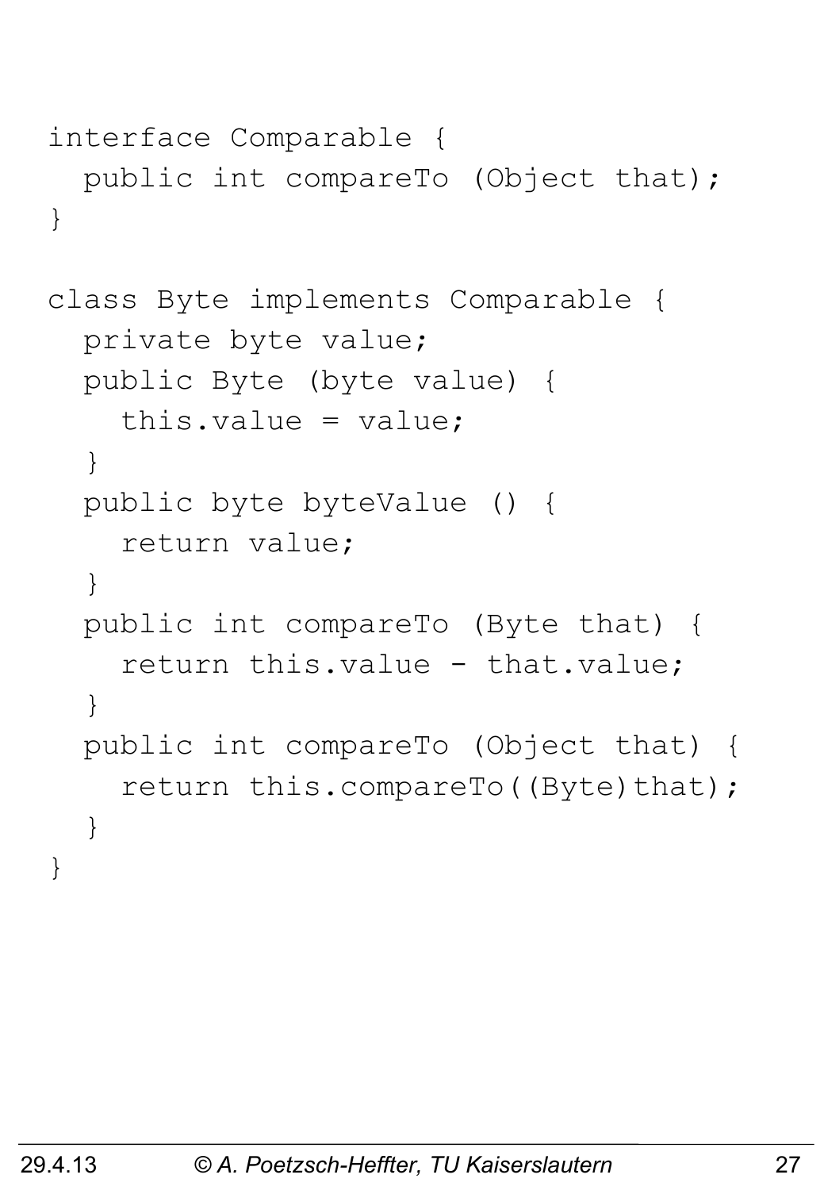```
interface Comparable {
  public int compareTo (Object that);
}

class Byte implements Comparable {
  private byte value;
  public Byte (byte value) {
    this.value = value;
  }
  public byte byteValue () {
    return value;
  }
  public int compareTo (Byte that) {
    return this.value - that.value;
  }
  public int compareTo (Object that) {
    return this.compareTo((Byte)that);
  }
}
```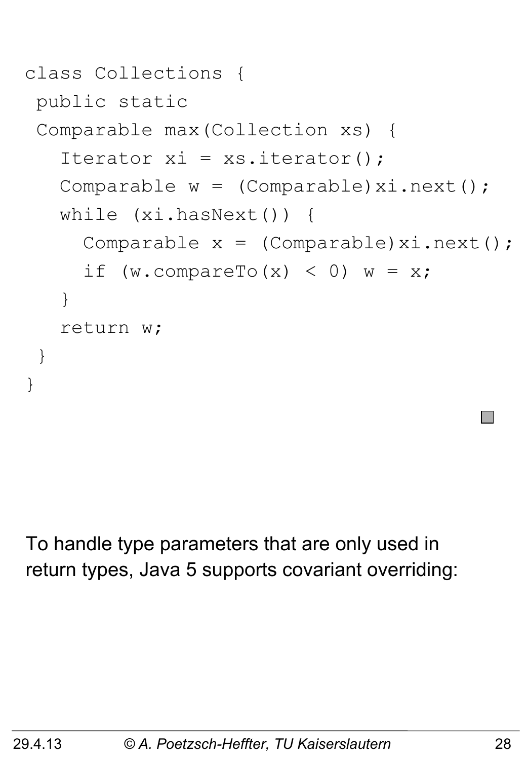```java
class Collections {
 public static
 Comparable max(Collection xs) {
   Iterator xi = xs.iterator();
   Comparable w = (Comparable)xi.next();
   while (xi.hasNext()) {
     Comparable x = (Comparable)xi.next();
     if (w.compareTo(x) < 0) w = x;
   }
   return w;
 }
}
```

To handle type parameters that are only used in return types, Java 5 supports covariant overriding: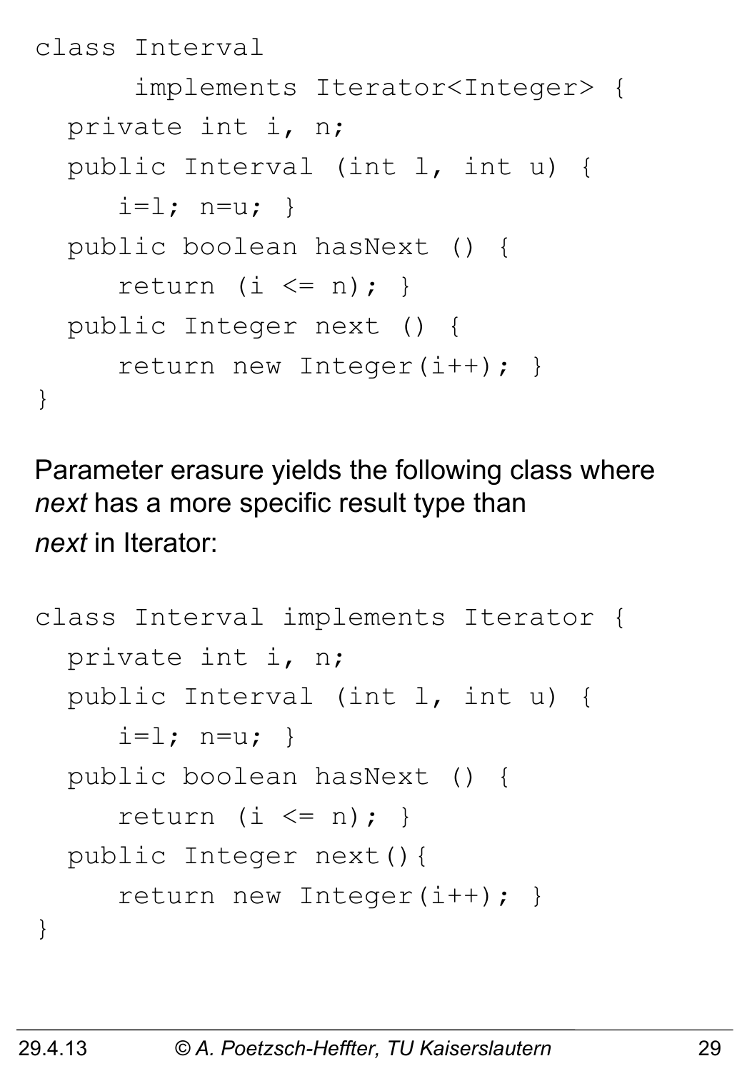```
class Interval
      implements Iterator<Integer> {
  private int i, n;
  public Interval (int l, int u) {
     i=l; n=u; }
  public boolean hasNext () {
     return (i <= n); }
  public Integer next () {
     return new Integer(i++); }
}
```

Parameter erasure yields the following class where *next* has a more specific result type than *next* in Iterator:

```
class Interval implements Iterator {
  private int i, n;
  public Interval (int l, int u) {
     i=l; n=u; }
  public boolean hasNext () {
     return (i <= n); }
  public Integer next(){
     return new Integer(i++); }
}
```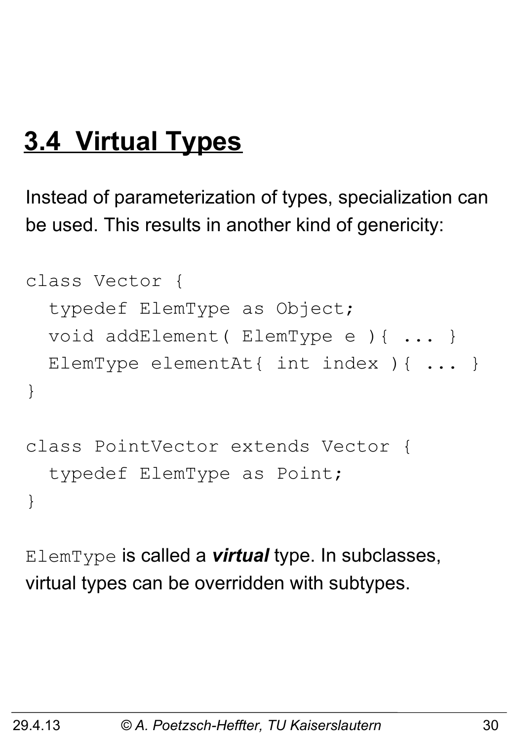## 3.4 Virtual Types

Instead of parameterization of types, specialization can be used. This results in another kind of genericity:

```
class Vector {
  typedef ElemType as Object;
  void addElement( ElemType e ){ ... }
  ElemType elementAt{ int index ){ ... }
}

class PointVector extends Vector {
  typedef ElemType as Point;
}
```

`ElemType` is called a ***virtual*** type. In subclasses, virtual types can be overridden with subtypes.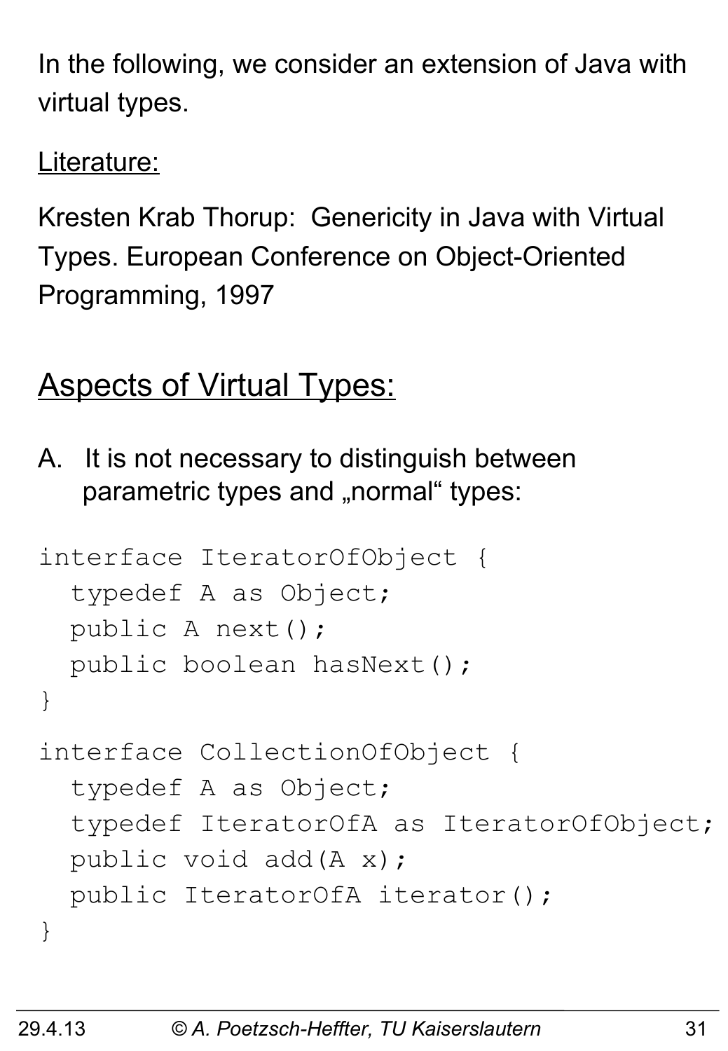In the following, we consider an extension of Java with virtual types.

<u>Literature:</u>

Kresten Krab Thorup: Genericity in Java with Virtual Types. European Conference on Object-Oriented Programming, 1997

## Aspects of Virtual Types:

A. It is not necessary to distinguish between parametric types and „normal" types:

```
interface IteratorOfObject {
  typedef A as Object;
  public A next();
  public boolean hasNext();
}
```

```
interface CollectionOfObject {
  typedef A as Object;
  typedef IteratorOfA as IteratorOfObject;
  public void add(A x);
  public IteratorOfA iterator();
}
```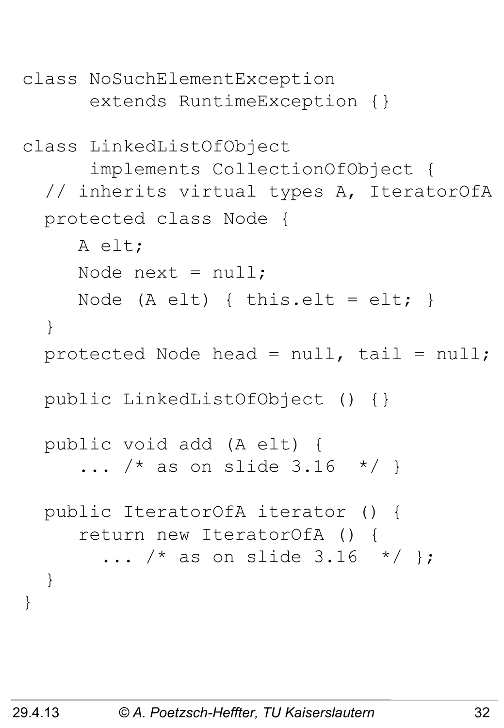```
class NoSuchElementException
      extends RuntimeException {}

class LinkedListOfObject
      implements CollectionOfObject {
  // inherits virtual types A, IteratorOfA
  protected class Node {
     A elt;
     Node next = null;
     Node (A elt) { this.elt = elt; }
  }
  protected Node head = null, tail = null;

  public LinkedListOfObject () {}

  public void add (A elt) {
     ... /* as on slide 3.16  */ }

  public IteratorOfA iterator () {
     return new IteratorOfA () {
       ... /* as on slide 3.16  */ };
  }
}
```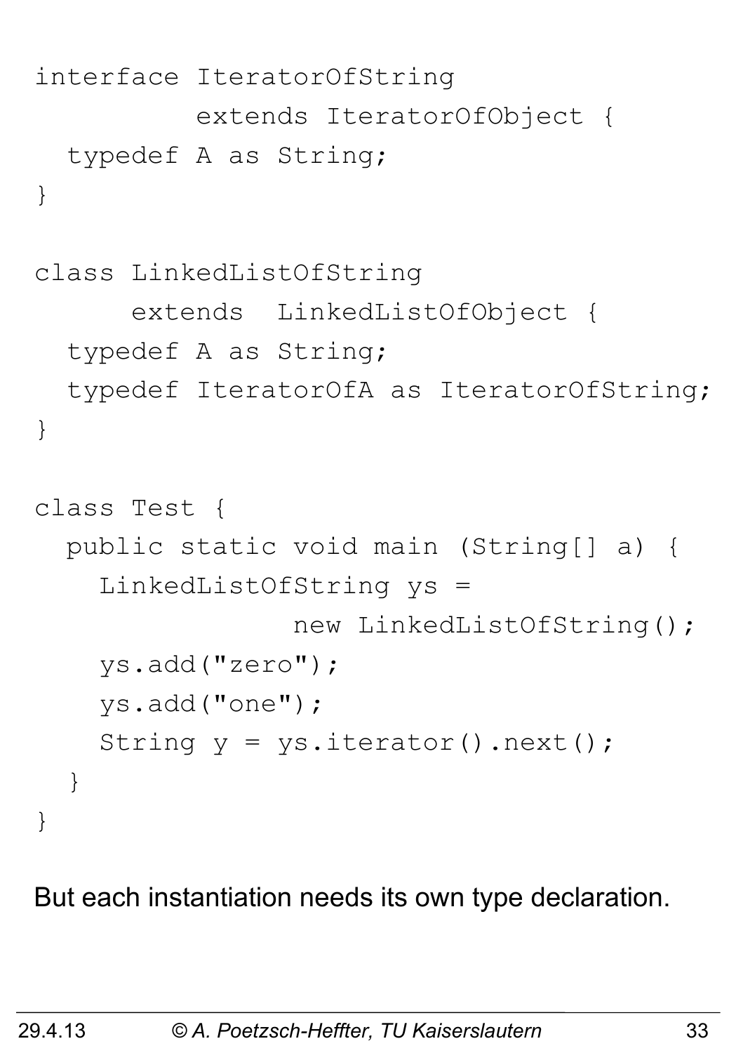```
interface IteratorOfString
          extends IteratorOfObject {
  typedef A as String;
}

class LinkedListOfString
      extends  LinkedListOfObject {
  typedef A as String;
  typedef IteratorOfA as IteratorOfString;
}

class Test {
  public static void main (String[] a) {
    LinkedListOfString ys =
                new LinkedListOfString();
    ys.add("zero");
    ys.add("one");
    String y = ys.iterator().next();
  }
}
```

But each instantiation needs its own type declaration.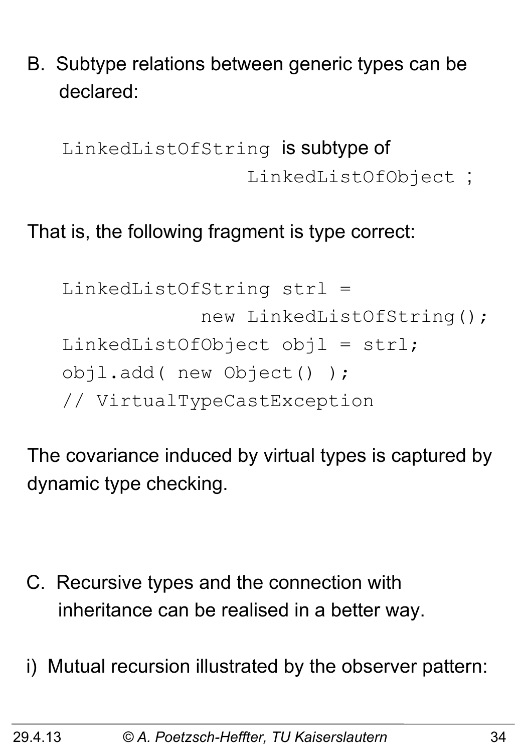B. Subtype relations between generic types can be declared:

`LinkedListOfString` is subtype of `LinkedListOfObject` ;

That is, the following fragment is type correct:

```
LinkedListOfString strl =
            new LinkedListOfString();
LinkedListOfObject objl = strl;
objl.add( new Object() );
// VirtualTypeCastException
```

The covariance induced by virtual types is captured by dynamic type checking.

C. Recursive types and the connection with inheritance can be realised in a better way.

i) Mutual recursion illustrated by the observer pattern: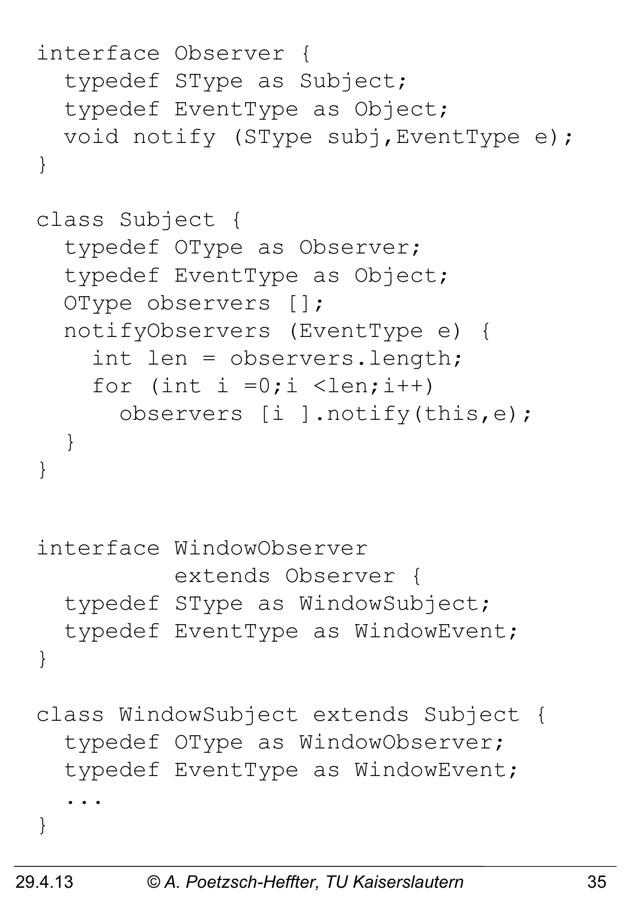```
interface Observer {
  typedef SType as Subject;
  typedef EventType as Object;
  void notify (SType subj,EventType e);
}

class Subject {
  typedef OType as Observer;
  typedef EventType as Object;
  OType observers [];
  notifyObservers (EventType e) {
    int len = observers.length;
    for (int i =0;i <len;i++)
      observers [i ].notify(this,e);
  }
}


interface WindowObserver
          extends Observer {
  typedef SType as WindowSubject;
  typedef EventType as WindowEvent;
}

class WindowSubject extends Subject {
  typedef OType as WindowObserver;
  typedef EventType as WindowEvent;
  ...
}
```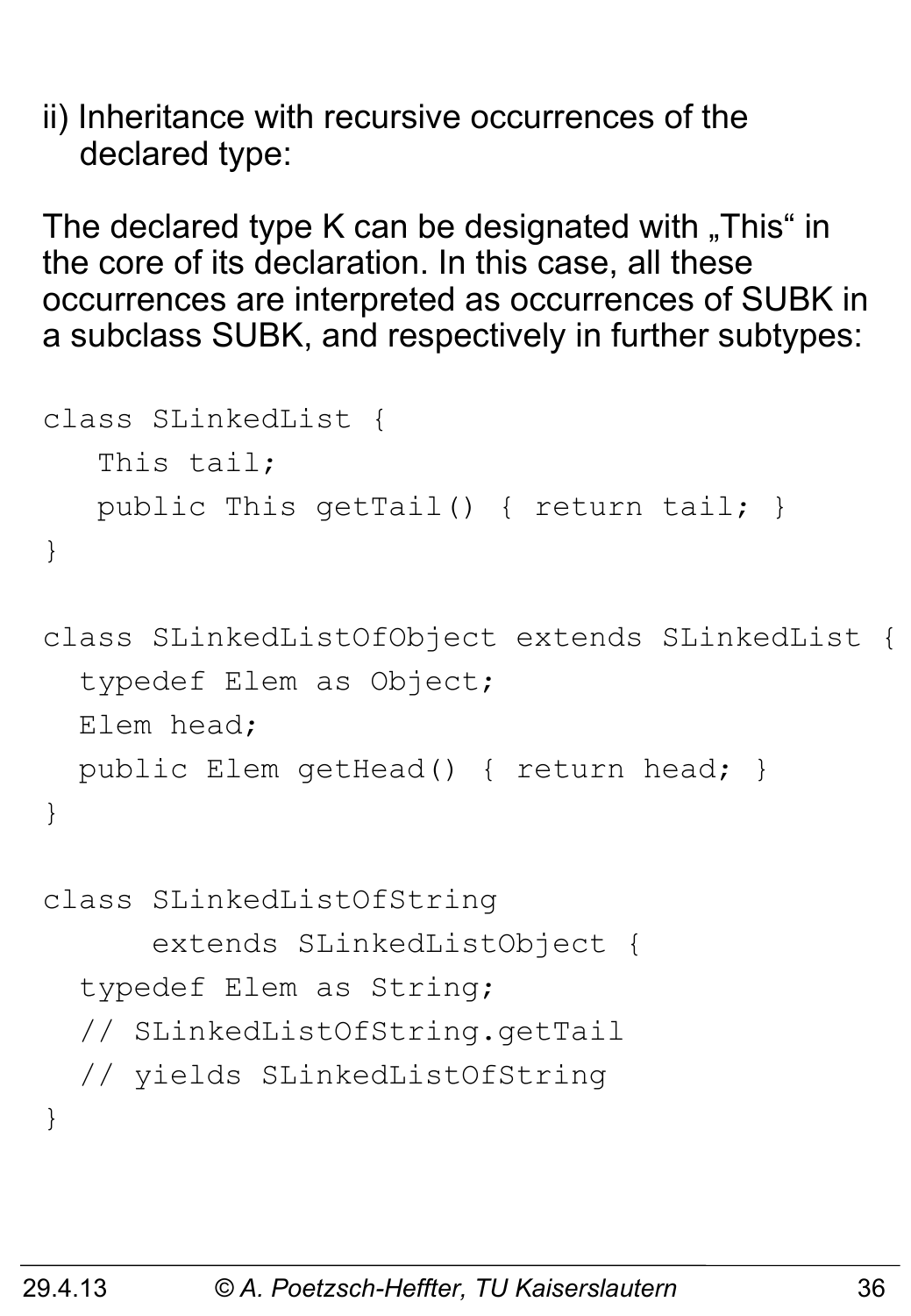ii) Inheritance with recursive occurrences of the declared type:

The declared type K can be designated with „This" in the core of its declaration. In this case, all these occurrences are interpreted as occurrences of SUBK in a subclass SUBK, and respectively in further subtypes:

```
class SLinkedList {
   This tail;
   public This getTail() { return tail; }
}

class SLinkedListOfObject extends SLinkedList {
  typedef Elem as Object;
  Elem head;
  public Elem getHead() { return head; }
}

class SLinkedListOfString
      extends SLinkedListObject {
  typedef Elem as String;
  // SLinkedListOfString.getTail
  // yields SLinkedListOfString
}
```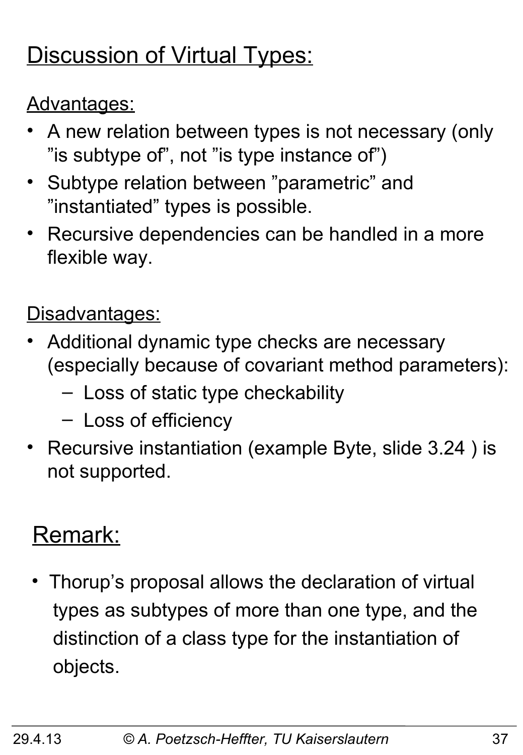# Discussion of Virtual Types:

Advantages:

- A new relation between types is not necessary (only ”is subtype of”, not ”is type instance of”)
- Subtype relation between ”parametric” and ”instantiated” types is possible.
- Recursive dependencies can be handled in a more flexible way.

Disadvantages:

- Additional dynamic type checks are necessary (especially because of covariant method parameters):
  - Loss of static type checkability
  - Loss of efficiency
- Recursive instantiation (example Byte, slide 3.24 ) is not supported.

## Remark:

- Thorup’s proposal allows the declaration of virtual types as subtypes of more than one type, and the distinction of a class type for the instantiation of objects.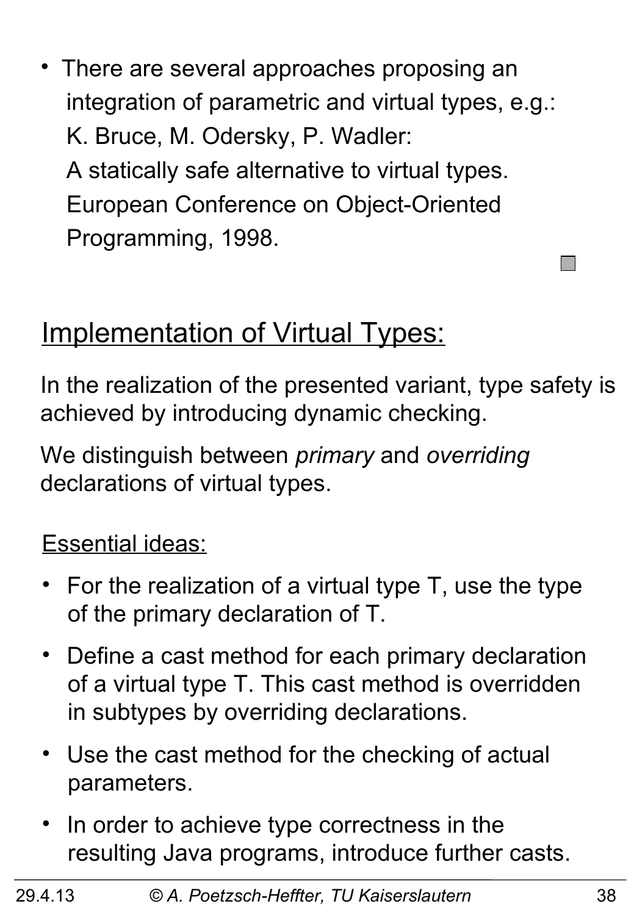- There are several approaches proposing an integration of parametric and virtual types, e.g.:
  K. Bruce, M. Odersky, P. Wadler:
  A statically safe alternative to virtual types.
  European Conference on Object-Oriented Programming, 1998.

## Implementation of Virtual Types:

In the realization of the presented variant, type safety is achieved by introducing dynamic checking.

We distinguish between *primary* and *overriding* declarations of virtual types.

### Essential ideas:

- For the realization of a virtual type T, use the type of the primary declaration of T.
- Define a cast method for each primary declaration of a virtual type T. This cast method is overridden in subtypes by overriding declarations.
- Use the cast method for the checking of actual parameters.
- In order to achieve type correctness in the resulting Java programs, introduce further casts.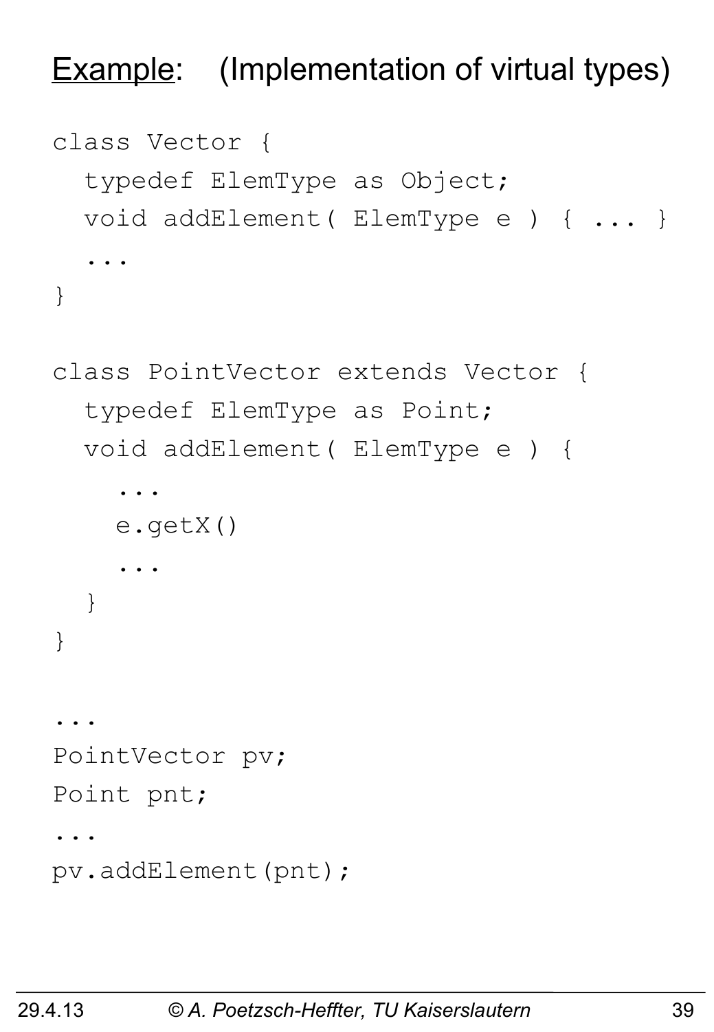# Example: (Implementation of virtual types)

```
class Vector {
  typedef ElemType as Object;
  void addElement( ElemType e ) { ... }
  ...
}

class PointVector extends Vector {
  typedef ElemType as Point;
  void addElement( ElemType e ) {
    ...
    e.getX()
    ...
  }
}

...
PointVector pv;
Point pnt;
...
pv.addElement(pnt);
```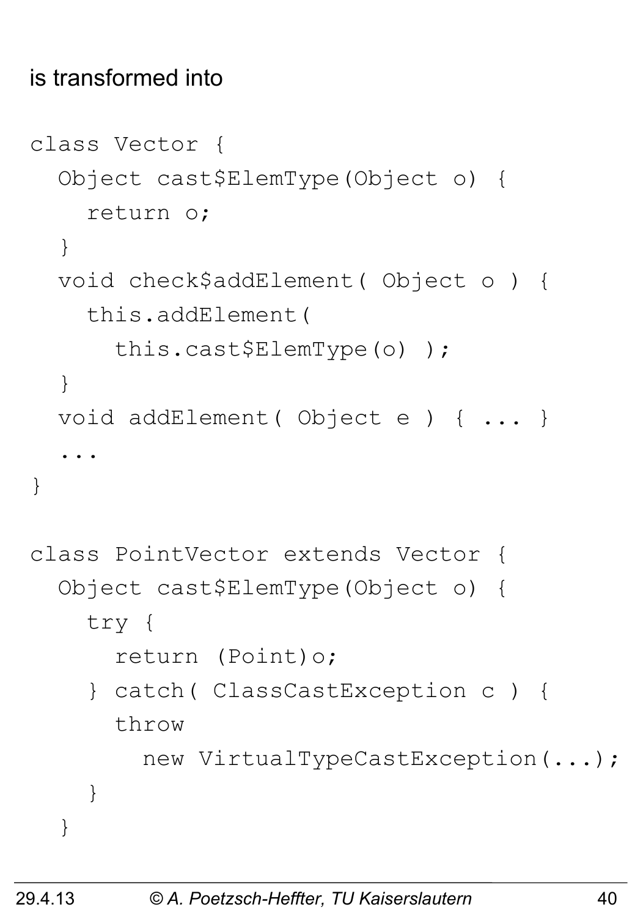is transformed into

```
class Vector {
  Object cast$ElemType(Object o) {
    return o;
  }
  void check$addElement( Object o ) {
    this.addElement(
      this.cast$ElemType(o) );
  }
  void addElement( Object e ) { ... }
  ...
}

class PointVector extends Vector {
  Object cast$ElemType(Object o) {
    try {
      return (Point)o;
    } catch( ClassCastException c ) {
      throw
        new VirtualTypeCastException(...);
    }
  }
```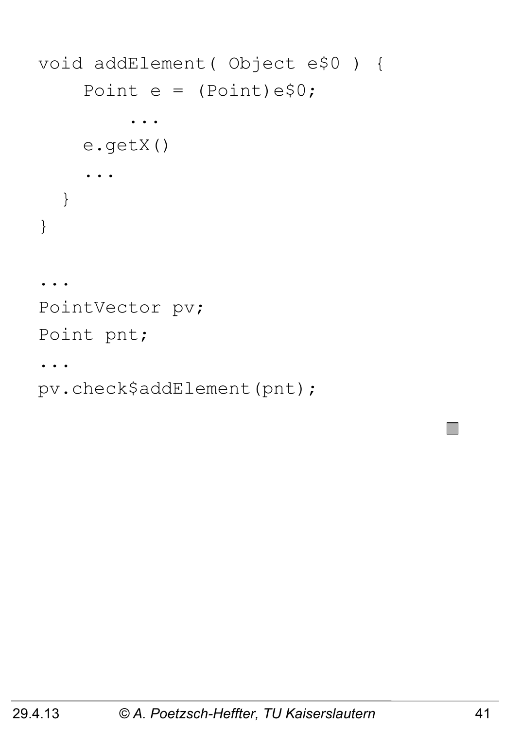```
void addElement( Object e$0 ) {
    Point e = (Point)e$0;
        ...
    e.getX()
    ...
  }
}

...
PointVector pv;
Point pnt;
...
pv.check$addElement(pnt);
```